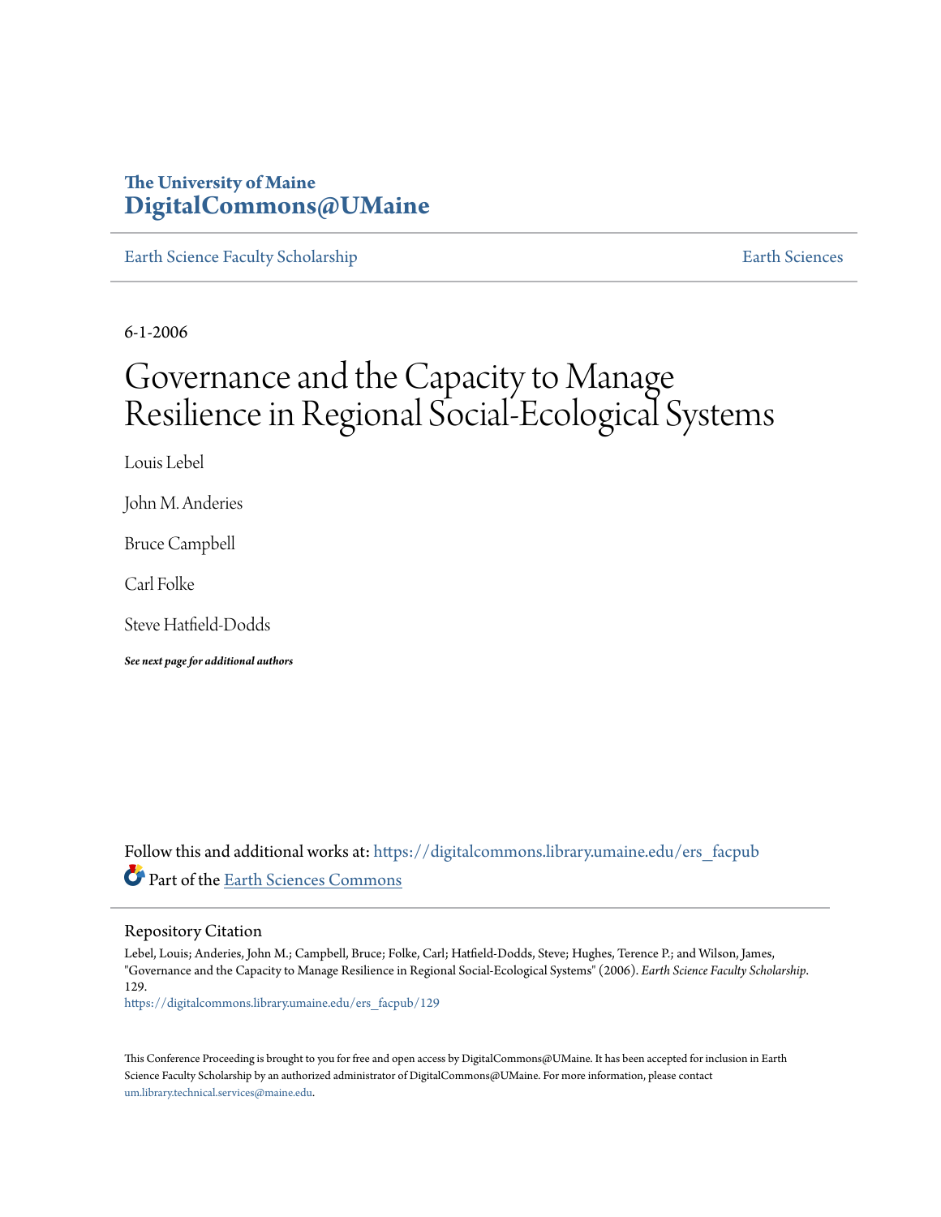The University of Maine
**DigitalCommons@UMaine**

Earth Science Faculty Scholarship | Earth Sciences

6-1-2006

# Governance and the Capacity to Manage Resilience in Regional Social-Ecological Systems

Louis Lebel

John M. Anderies

Bruce Campbell

Carl Folke

Steve Hatfield-Dodds

***See next page for additional authors***

Follow this and additional works at: https://digitalcommons.library.umaine.edu/ers_facpub

Part of the Earth Sciences Commons

## Repository Citation

Lebel, Louis; Anderies, John M.; Campbell, Bruce; Folke, Carl; Hatfield-Dodds, Steve; Hughes, Terence P.; and Wilson, James, "Governance and the Capacity to Manage Resilience in Regional Social-Ecological Systems" (2006). *Earth Science Faculty Scholarship*. 129.
https://digitalcommons.library.umaine.edu/ers_facpub/129

This Conference Proceeding is brought to you for free and open access by DigitalCommons@UMaine. It has been accepted for inclusion in Earth Science Faculty Scholarship by an authorized administrator of DigitalCommons@UMaine. For more information, please contact um.library.technical.services@maine.edu.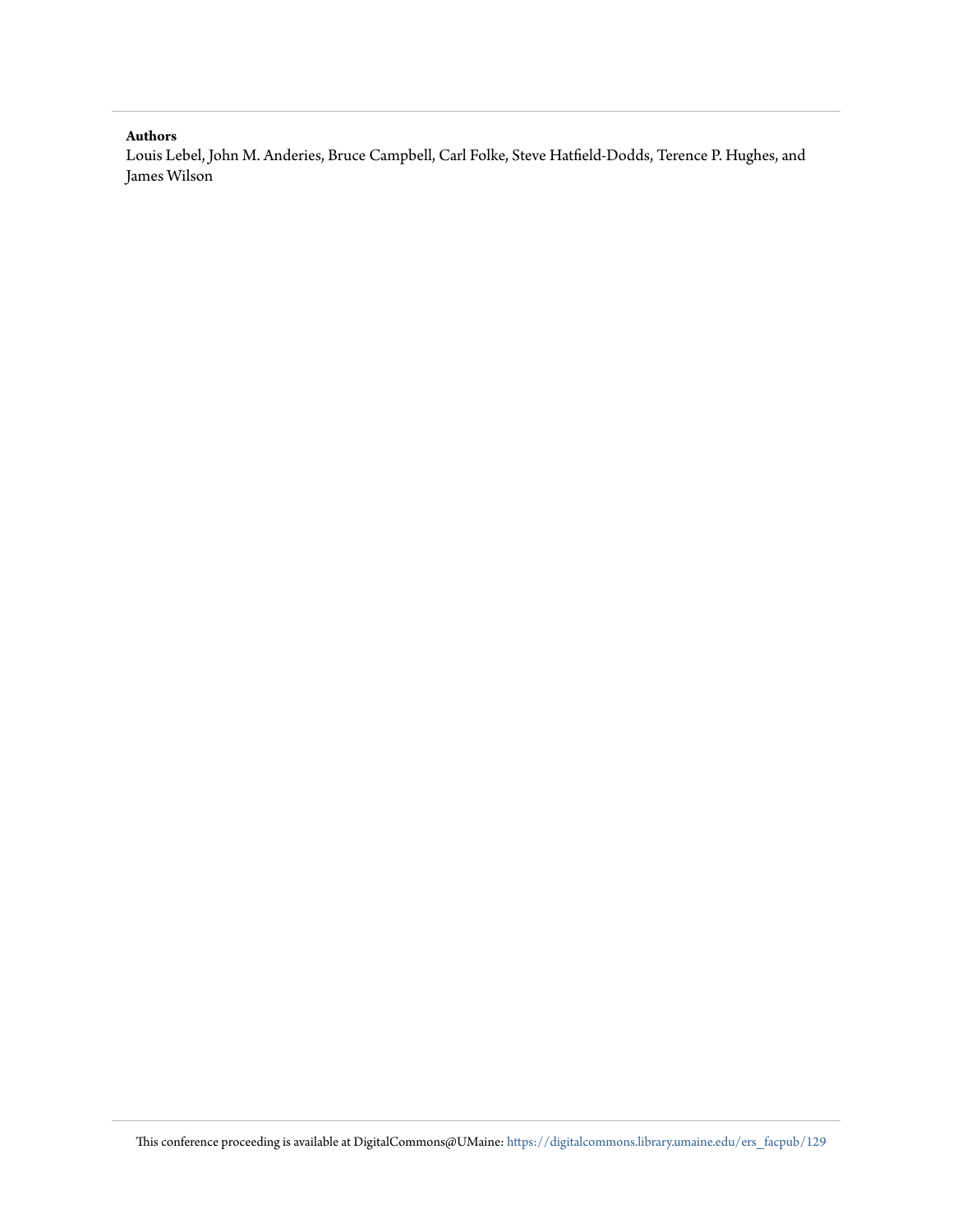**Authors**

Louis Lebel, John M. Anderies, Bruce Campbell, Carl Folke, Steve Hatfield-Dodds, Terence P. Hughes, and James Wilson

This conference proceeding is available at DigitalCommons@UMaine: https://digitalcommons.library.umaine.edu/ers_facpub/129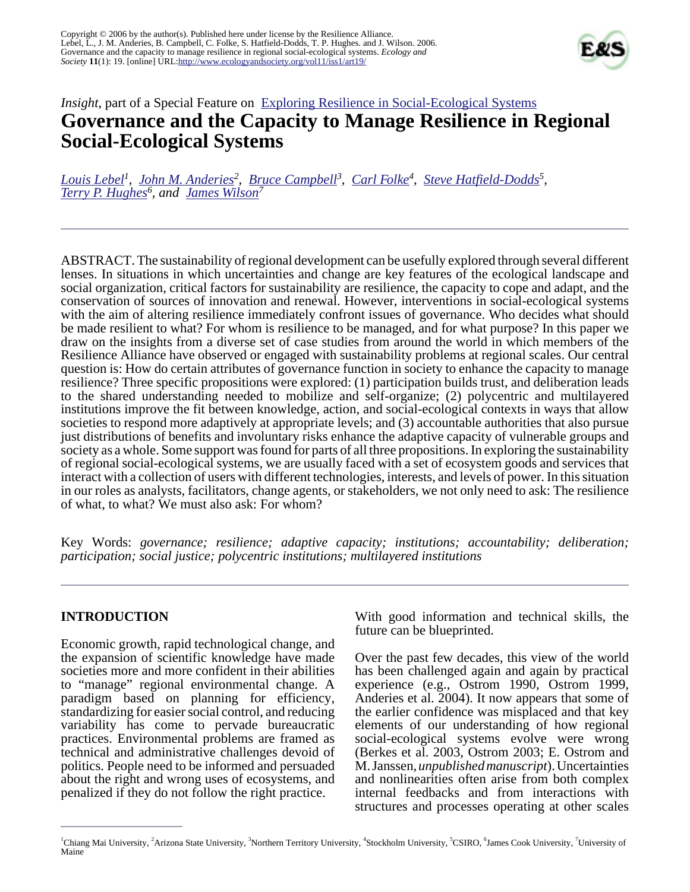Copyright © 2006 by the author(s). Published here under license by the Resilience Alliance.
Lebel, L., J. M. Anderies, B. Campbell, C. Folke, S. Hatfield-Dodds, T. P. Hughes. and J. Wilson. 2006. Governance and the capacity to manage resilience in regional social-ecological systems. *Ecology and Society* **11**(1): 19. [online] URL:http://www.ecologyandsociety.org/vol11/iss1/art19/

*Insight*, part of a Special Feature on Exploring Resilience in Social-Ecological Systems

# Governance and the Capacity to Manage Resilience in Regional Social-Ecological Systems

Louis Lebel[1], John M. Anderies[2], Bruce Campbell[3], Carl Folke[4], Steve Hatfield-Dodds[5], Terry P. Hughes[6], and James Wilson[7]

ABSTRACT. The sustainability of regional development can be usefully explored through several different lenses. In situations in which uncertainties and change are key features of the ecological landscape and social organization, critical factors for sustainability are resilience, the capacity to cope and adapt, and the conservation of sources of innovation and renewal. However, interventions in social-ecological systems with the aim of altering resilience immediately confront issues of governance. Who decides what should be made resilient to what? For whom is resilience to be managed, and for what purpose? In this paper we draw on the insights from a diverse set of case studies from around the world in which members of the Resilience Alliance have observed or engaged with sustainability problems at regional scales. Our central question is: How do certain attributes of governance function in society to enhance the capacity to manage resilience? Three specific propositions were explored: (1) participation builds trust, and deliberation leads to the shared understanding needed to mobilize and self-organize; (2) polycentric and multilayered institutions improve the fit between knowledge, action, and social-ecological contexts in ways that allow societies to respond more adaptively at appropriate levels; and (3) accountable authorities that also pursue just distributions of benefits and involuntary risks enhance the adaptive capacity of vulnerable groups and society as a whole. Some support was found for parts of all three propositions. In exploring the sustainability of regional social-ecological systems, we are usually faced with a set of ecosystem goods and services that interact with a collection of users with different technologies, interests, and levels of power. In this situation in our roles as analysts, facilitators, change agents, or stakeholders, we not only need to ask: The resilience of what, to what? We must also ask: For whom?

Key Words: *governance; resilience; adaptive capacity; institutions; accountability; deliberation; participation; social justice; polycentric institutions; multilayered institutions*

## INTRODUCTION

Economic growth, rapid technological change, and the expansion of scientific knowledge have made societies more and more confident in their abilities to "manage" regional environmental change. A paradigm based on planning for efficiency, standardizing for easier social control, and reducing variability has come to pervade bureaucratic practices. Environmental problems are framed as technical and administrative challenges devoid of politics. People need to be informed and persuaded about the right and wrong uses of ecosystems, and penalized if they do not follow the right practice. With good information and technical skills, the future can be blueprinted.

Over the past few decades, this view of the world has been challenged again and again by practical experience (e.g., Ostrom 1990, Ostrom 1999, Anderies et al. 2004). It now appears that some of the earlier confidence was misplaced and that key elements of our understanding of how regional social-ecological systems evolve were wrong (Berkes et al. 2003, Ostrom 2003; E. Ostrom and M. Janssen, *unpublished manuscript*). Uncertainties and nonlinearities often arise from both complex internal feedbacks and from interactions with structures and processes operating at other scales

[1]Chiang Mai University, [2]Arizona State University, [3]Northern Territory University, [4]Stockholm University, [5]CSIRO, [6]James Cook University, [7]University of Maine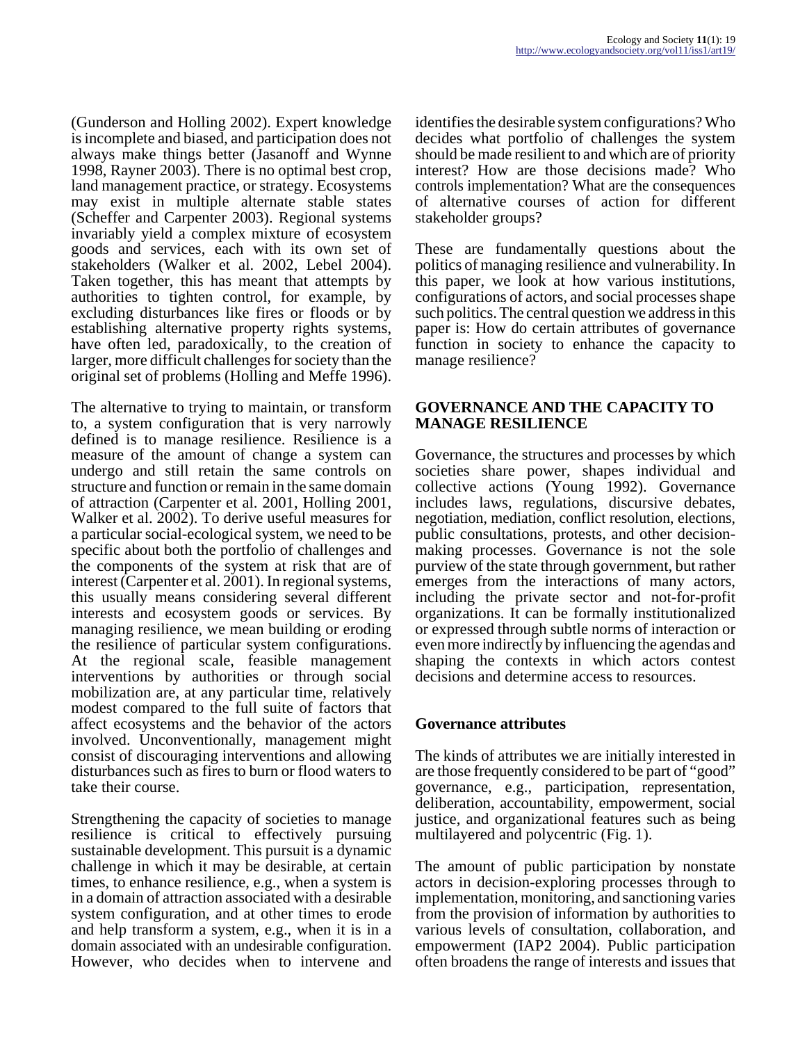(Gunderson and Holling 2002). Expert knowledge is incomplete and biased, and participation does not always make things better (Jasanoff and Wynne 1998, Rayner 2003). There is no optimal best crop, land management practice, or strategy. Ecosystems may exist in multiple alternate stable states (Scheffer and Carpenter 2003). Regional systems invariably yield a complex mixture of ecosystem goods and services, each with its own set of stakeholders (Walker et al. 2002, Lebel 2004). Taken together, this has meant that attempts by authorities to tighten control, for example, by excluding disturbances like fires or floods or by establishing alternative property rights systems, have often led, paradoxically, to the creation of larger, more difficult challenges for society than the original set of problems (Holling and Meffe 1996).

The alternative to trying to maintain, or transform to, a system configuration that is very narrowly defined is to manage resilience. Resilience is a measure of the amount of change a system can undergo and still retain the same controls on structure and function or remain in the same domain of attraction (Carpenter et al. 2001, Holling 2001, Walker et al. 2002). To derive useful measures for a particular social-ecological system, we need to be specific about both the portfolio of challenges and the components of the system at risk that are of interest (Carpenter et al. 2001). In regional systems, this usually means considering several different interests and ecosystem goods or services. By managing resilience, we mean building or eroding the resilience of particular system configurations. At the regional scale, feasible management interventions by authorities or through social mobilization are, at any particular time, relatively modest compared to the full suite of factors that affect ecosystems and the behavior of the actors involved. Unconventionally, management might consist of discouraging interventions and allowing disturbances such as fires to burn or flood waters to take their course.

Strengthening the capacity of societies to manage resilience is critical to effectively pursuing sustainable development. This pursuit is a dynamic challenge in which it may be desirable, at certain times, to enhance resilience, e.g., when a system is in a domain of attraction associated with a desirable system configuration, and at other times to erode and help transform a system, e.g., when it is in a domain associated with an undesirable configuration. However, who decides when to intervene and identifies the desirable system configurations? Who decides what portfolio of challenges the system should be made resilient to and which are of priority interest? How are those decisions made? Who controls implementation? What are the consequences of alternative courses of action for different stakeholder groups?

These are fundamentally questions about the politics of managing resilience and vulnerability. In this paper, we look at how various institutions, configurations of actors, and social processes shape such politics. The central question we address in this paper is: How do certain attributes of governance function in society to enhance the capacity to manage resilience?

## GOVERNANCE AND THE CAPACITY TO MANAGE RESILIENCE

Governance, the structures and processes by which societies share power, shapes individual and collective actions (Young 1992). Governance includes laws, regulations, discursive debates, negotiation, mediation, conflict resolution, elections, public consultations, protests, and other decision-making processes. Governance is not the sole purview of the state through government, but rather emerges from the interactions of many actors, including the private sector and not-for-profit organizations. It can be formally institutionalized or expressed through subtle norms of interaction or even more indirectly by influencing the agendas and shaping the contexts in which actors contest decisions and determine access to resources.

### Governance attributes

The kinds of attributes we are initially interested in are those frequently considered to be part of "good" governance, e.g., participation, representation, deliberation, accountability, empowerment, social justice, and organizational features such as being multilayered and polycentric (Fig. 1).

The amount of public participation by nonstate actors in decision-exploring processes through to implementation, monitoring, and sanctioning varies from the provision of information by authorities to various levels of consultation, collaboration, and empowerment (IAP2 2004). Public participation often broadens the range of interests and issues that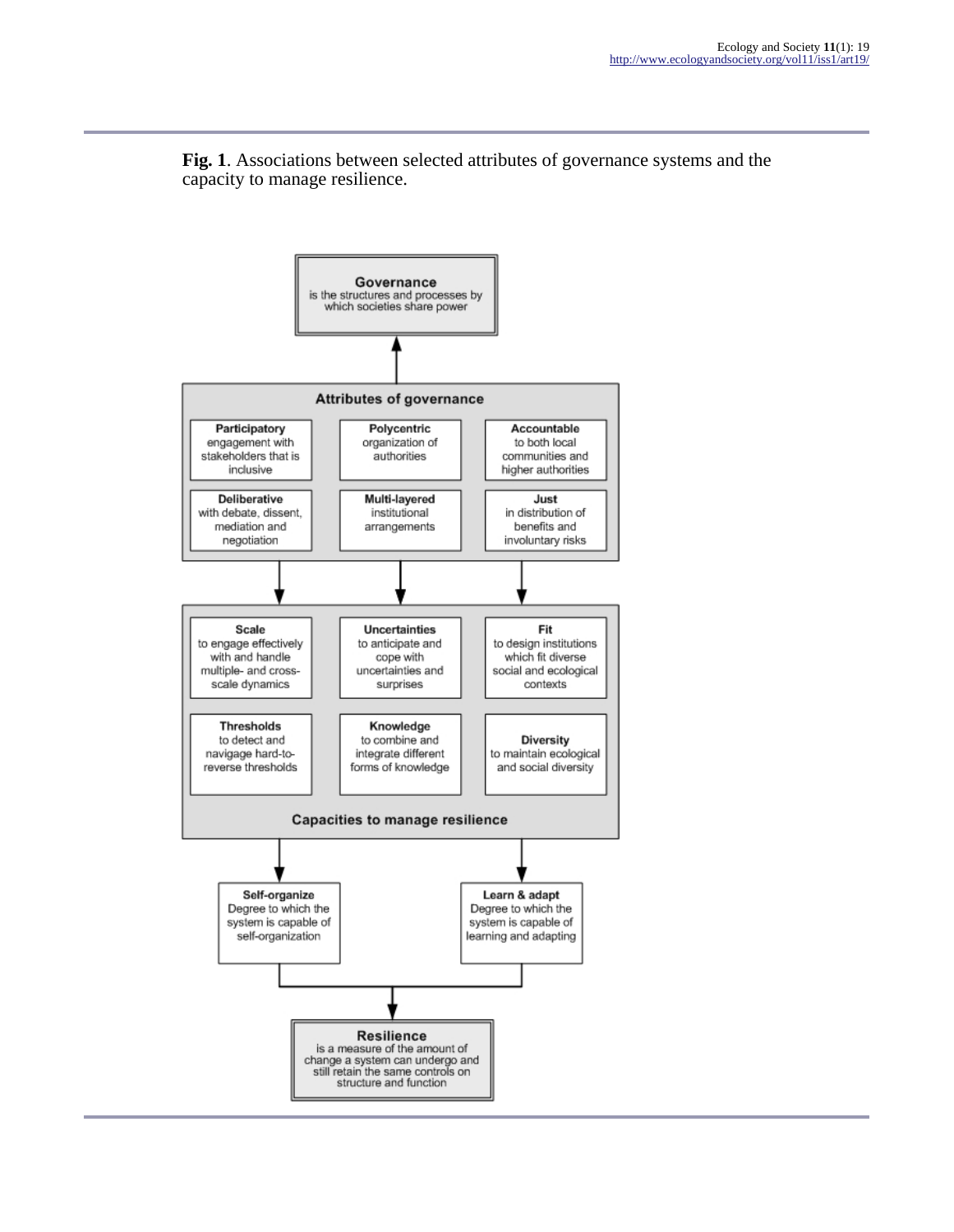**Fig. 1**. Associations between selected attributes of governance systems and the capacity to manage resilience.

**Governance**
is the structures and processes by which societies share power

**Attributes of governance**

**Participatory**
engagement with stakeholders that is inclusive

**Polycentric**
organization of authorities

**Accountable**
to both local communities and higher authorities

**Deliberative**
with debate, dissent, mediation and negotiation

**Multi-layered**
institutional arrangements

**Just**
in distribution of benefits and involuntary risks

**Capacities to manage resilience**

**Scale**
to engage effectively with and handle multiple- and cross-scale dynamics

**Uncertainties**
to anticipate and cope with uncertainties and surprises

**Fit**
to design institutions which fit diverse social and ecological contexts

**Thresholds**
to detect and navigage hard-to-reverse thresholds

**Knowledge**
to combine and integrate different forms of knowledge

**Diversity**
to maintain ecological and social diversity

**Self-organize**
Degree to which the system is capable of self-organization

**Learn & adapt**
Degree to which the system is capable of learning and adapting

**Resilience**
is a measure of the amount of change a system can undergo and still retain the same controls on structure and function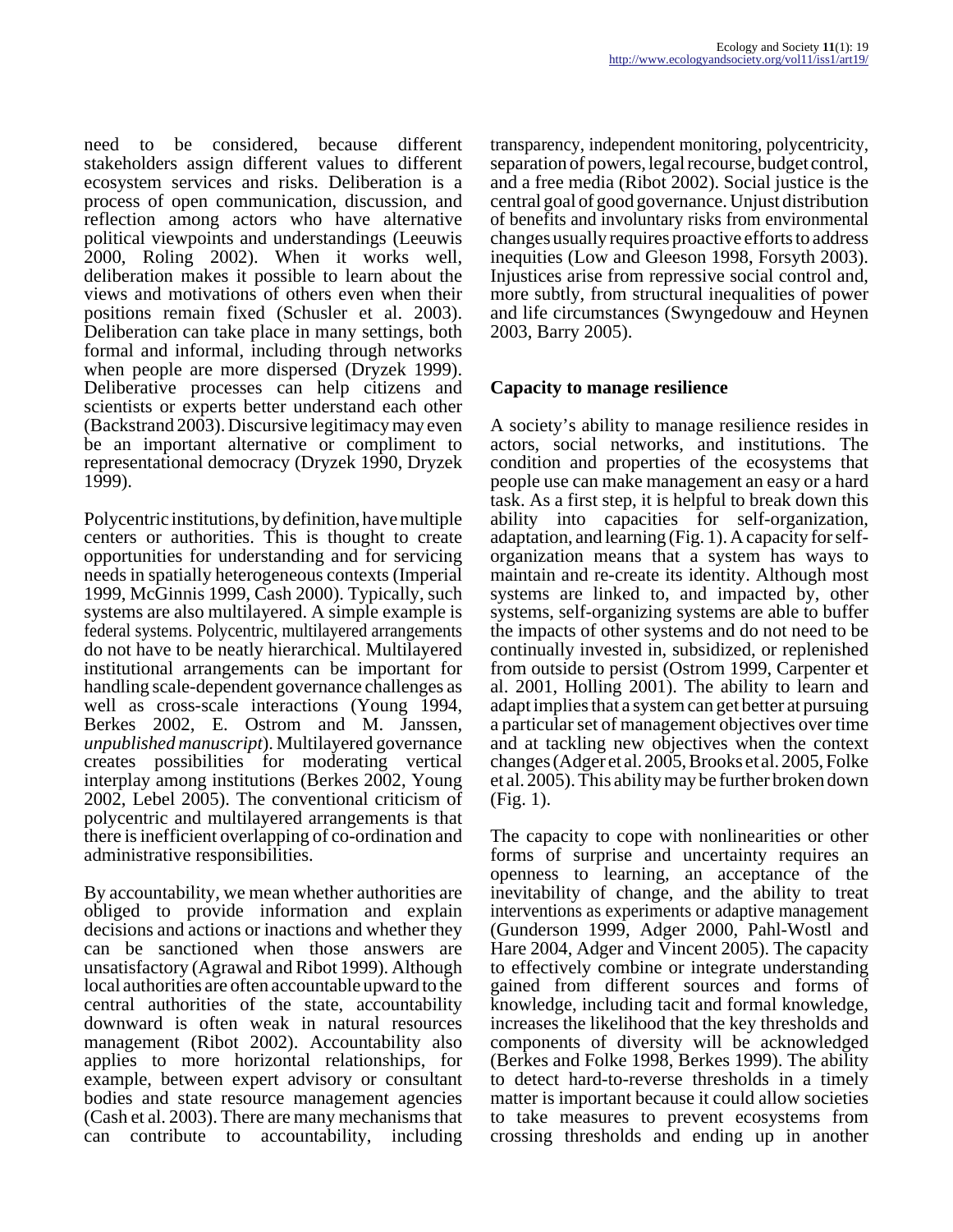need to be considered, because different stakeholders assign different values to different ecosystem services and risks. Deliberation is a process of open communication, discussion, and reflection among actors who have alternative political viewpoints and understandings (Leeuwis 2000, Roling 2002). When it works well, deliberation makes it possible to learn about the views and motivations of others even when their positions remain fixed (Schusler et al. 2003). Deliberation can take place in many settings, both formal and informal, including through networks when people are more dispersed (Dryzek 1999). Deliberative processes can help citizens and scientists or experts better understand each other (Backstrand 2003). Discursive legitimacy may even be an important alternative or compliment to representational democracy (Dryzek 1990, Dryzek 1999).

Polycentric institutions, by definition, have multiple centers or authorities. This is thought to create opportunities for understanding and for servicing needs in spatially heterogeneous contexts (Imperial 1999, McGinnis 1999, Cash 2000). Typically, such systems are also multilayered. A simple example is federal systems. Polycentric, multilayered arrangements do not have to be neatly hierarchical. Multilayered institutional arrangements can be important for handling scale-dependent governance challenges as well as cross-scale interactions (Young 1994, Berkes 2002, E. Ostrom and M. Janssen, *unpublished manuscript*). Multilayered governance creates possibilities for moderating vertical interplay among institutions (Berkes 2002, Young 2002, Lebel 2005). The conventional criticism of polycentric and multilayered arrangements is that there is inefficient overlapping of co-ordination and administrative responsibilities.

By accountability, we mean whether authorities are obliged to provide information and explain decisions and actions or inactions and whether they can be sanctioned when those answers are unsatisfactory (Agrawal and Ribot 1999). Although local authorities are often accountable upward to the central authorities of the state, accountability downward is often weak in natural resources management (Ribot 2002). Accountability also applies to more horizontal relationships, for example, between expert advisory or consultant bodies and state resource management agencies (Cash et al. 2003). There are many mechanisms that can contribute to accountability, including transparency, independent monitoring, polycentricity, separation of powers, legal recourse, budget control, and a free media (Ribot 2002). Social justice is the central goal of good governance. Unjust distribution of benefits and involuntary risks from environmental changes usually requires proactive efforts to address inequities (Low and Gleeson 1998, Forsyth 2003). Injustices arise from repressive social control and, more subtly, from structural inequalities of power and life circumstances (Swyngedouw and Heynen 2003, Barry 2005).

### Capacity to manage resilience

A society's ability to manage resilience resides in actors, social networks, and institutions. The condition and properties of the ecosystems that people use can make management an easy or a hard task. As a first step, it is helpful to break down this ability into capacities for self-organization, adaptation, and learning (Fig. 1). A capacity for self-organization means that a system has ways to maintain and re-create its identity. Although most systems are linked to, and impacted by, other systems, self-organizing systems are able to buffer the impacts of other systems and do not need to be continually invested in, subsidized, or replenished from outside to persist (Ostrom 1999, Carpenter et al. 2001, Holling 2001). The ability to learn and adapt implies that a system can get better at pursuing a particular set of management objectives over time and at tackling new objectives when the context changes (Adger et al. 2005, Brooks et al. 2005, Folke et al. 2005). This ability may be further broken down (Fig. 1).

The capacity to cope with nonlinearities or other forms of surprise and uncertainty requires an openness to learning, an acceptance of the inevitability of change, and the ability to treat interventions as experiments or adaptive management (Gunderson 1999, Adger 2000, Pahl-Wostl and Hare 2004, Adger and Vincent 2005). The capacity to effectively combine or integrate understanding gained from different sources and forms of knowledge, including tacit and formal knowledge, increases the likelihood that the key thresholds and components of diversity will be acknowledged (Berkes and Folke 1998, Berkes 1999). The ability to detect hard-to-reverse thresholds in a timely matter is important because it could allow societies to take measures to prevent ecosystems from crossing thresholds and ending up in another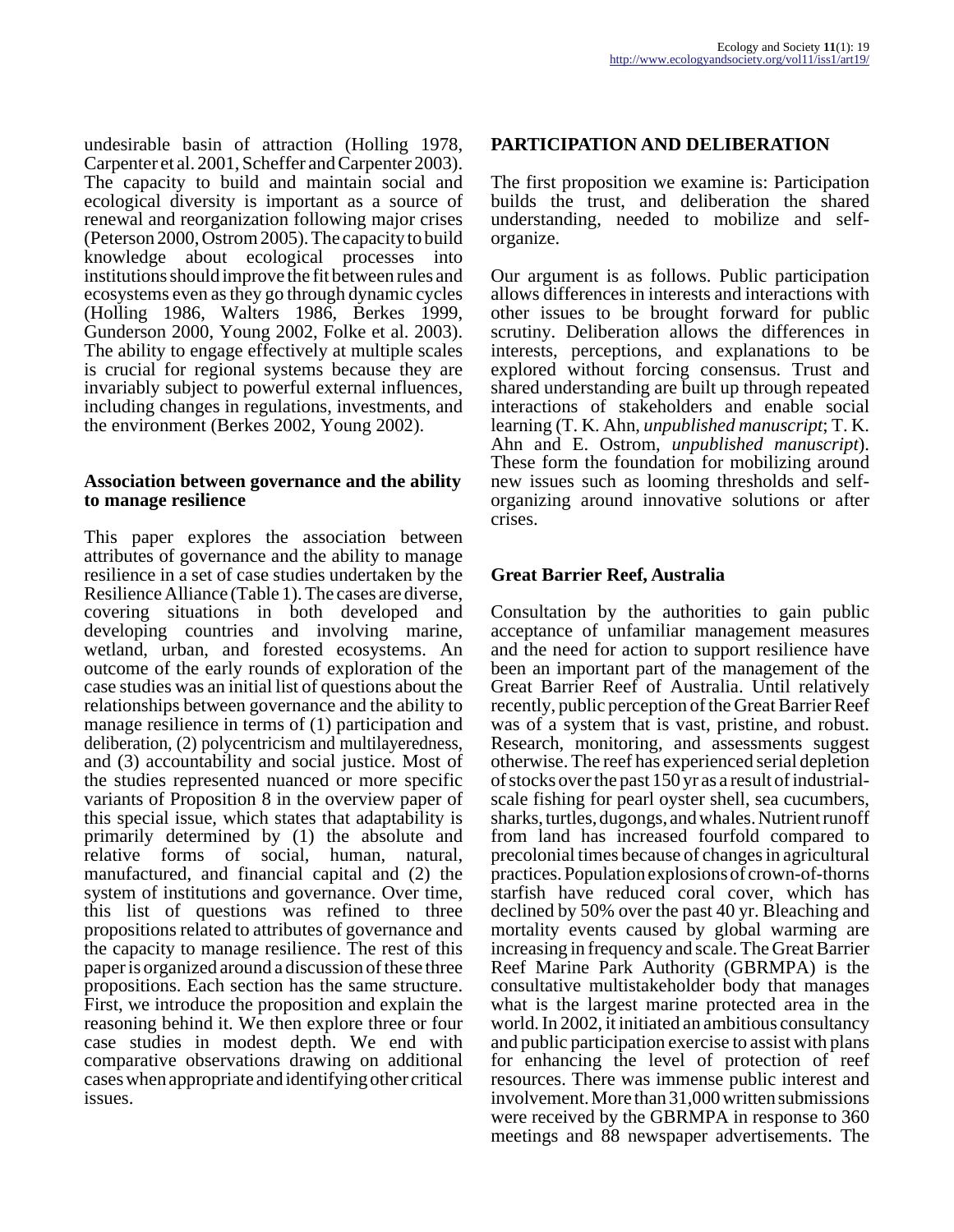undesirable basin of attraction (Holling 1978, Carpenter et al. 2001, Scheffer and Carpenter 2003). The capacity to build and maintain social and ecological diversity is important as a source of renewal and reorganization following major crises (Peterson 2000, Ostrom 2005). The capacity to build knowledge about ecological processes into institutions should improve the fit between rules and ecosystems even as they go through dynamic cycles (Holling 1986, Walters 1986, Berkes 1999, Gunderson 2000, Young 2002, Folke et al. 2003). The ability to engage effectively at multiple scales is crucial for regional systems because they are invariably subject to powerful external influences, including changes in regulations, investments, and the environment (Berkes 2002, Young 2002).

### Association between governance and the ability to manage resilience

This paper explores the association between attributes of governance and the ability to manage resilience in a set of case studies undertaken by the Resilience Alliance (Table 1). The cases are diverse, covering situations in both developed and developing countries and involving marine, wetland, urban, and forested ecosystems. An outcome of the early rounds of exploration of the case studies was an initial list of questions about the relationships between governance and the ability to manage resilience in terms of (1) participation and deliberation, (2) polycentricism and multilayeredness, and (3) accountability and social justice. Most of the studies represented nuanced or more specific variants of Proposition 8 in the overview paper of this special issue, which states that adaptability is primarily determined by (1) the absolute and relative forms of social, human, natural, manufactured, and financial capital and (2) the system of institutions and governance. Over time, this list of questions was refined to three propositions related to attributes of governance and the capacity to manage resilience. The rest of this paper is organized around a discussion of these three propositions. Each section has the same structure. First, we introduce the proposition and explain the reasoning behind it. We then explore three or four case studies in modest depth. We end with comparative observations drawing on additional cases when appropriate and identifying other critical issues.

## PARTICIPATION AND DELIBERATION

The first proposition we examine is: Participation builds the trust, and deliberation the shared understanding, needed to mobilize and self-organize.

Our argument is as follows. Public participation allows differences in interests and interactions with other issues to be brought forward for public scrutiny. Deliberation allows the differences in interests, perceptions, and explanations to be explored without forcing consensus. Trust and shared understanding are built up through repeated interactions of stakeholders and enable social learning (T. K. Ahn, *unpublished manuscript*; T. K. Ahn and E. Ostrom, *unpublished manuscript*). These form the foundation for mobilizing around new issues such as looming thresholds and self-organizing around innovative solutions or after crises.

### Great Barrier Reef, Australia

Consultation by the authorities to gain public acceptance of unfamiliar management measures and the need for action to support resilience have been an important part of the management of the Great Barrier Reef of Australia. Until relatively recently, public perception of the Great Barrier Reef was of a system that is vast, pristine, and robust. Research, monitoring, and assessments suggest otherwise. The reef has experienced serial depletion of stocks over the past 150 yr as a result of industrial-scale fishing for pearl oyster shell, sea cucumbers, sharks, turtles, dugongs, and whales. Nutrient runoff from land has increased fourfold compared to precolonial times because of changes in agricultural practices. Population explosions of crown-of-thorns starfish have reduced coral cover, which has declined by 50% over the past 40 yr. Bleaching and mortality events caused by global warming are increasing in frequency and scale. The Great Barrier Reef Marine Park Authority (GBRMPA) is the consultative multistakeholder body that manages what is the largest marine protected area in the world. In 2002, it initiated an ambitious consultancy and public participation exercise to assist with plans for enhancing the level of protection of reef resources. There was immense public interest and involvement. More than 31,000 written submissions were received by the GBRMPA in response to 360 meetings and 88 newspaper advertisements. The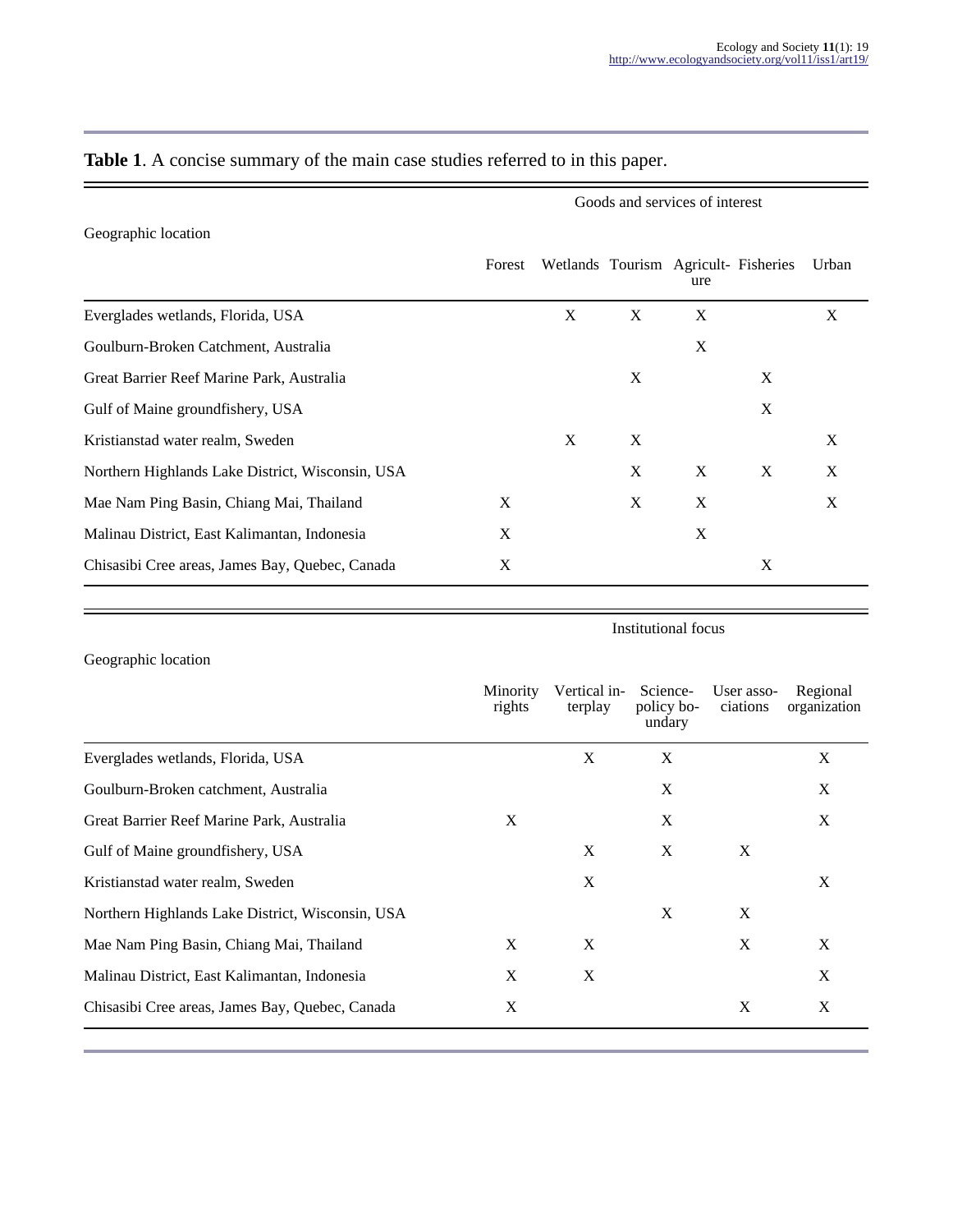**Table 1**. A concise summary of the main case studies referred to in this paper.

| Geographic location | Goods and services of interest | | | | | |
|---|---|---|---|---|---|---|
| | Forest | Wetlands | Tourism | Agriculture | Fisheries | Urban |
| Everglades wetlands, Florida, USA | | X | X | X | | X |
| Goulburn-Broken Catchment, Australia | | | | X | | |
| Great Barrier Reef Marine Park, Australia | | | X | | X | |
| Gulf of Maine groundfishery, USA | | | | | X | |
| Kristianstad water realm, Sweden | | X | X | | | X |
| Northern Highlands Lake District, Wisconsin, USA | | | X | X | X | X |
| Mae Nam Ping Basin, Chiang Mai, Thailand | X | | X | X | | X |
| Malinau District, East Kalimantan, Indonesia | X | | | X | | |
| Chisasibi Cree areas, James Bay, Quebec, Canada | X | | | | X | |

| Geographic location | Institutional focus | | | | |
|---|---|---|---|---|---|
| | Minority rights | Vertical interplay | Science-policy boundary | User associations | Regional organization |
| Everglades wetlands, Florida, USA | | X | X | | X |
| Goulburn-Broken catchment, Australia | | | X | | X |
| Great Barrier Reef Marine Park, Australia | X | | X | | X |
| Gulf of Maine groundfishery, USA | | X | X | X | |
| Kristianstad water realm, Sweden | | X | | | X |
| Northern Highlands Lake District, Wisconsin, USA | | | X | X | |
| Mae Nam Ping Basin, Chiang Mai, Thailand | X | X | | X | X |
| Malinau District, East Kalimantan, Indonesia | X | X | | | X |
| Chisasibi Cree areas, James Bay, Quebec, Canada | X | | | X | X |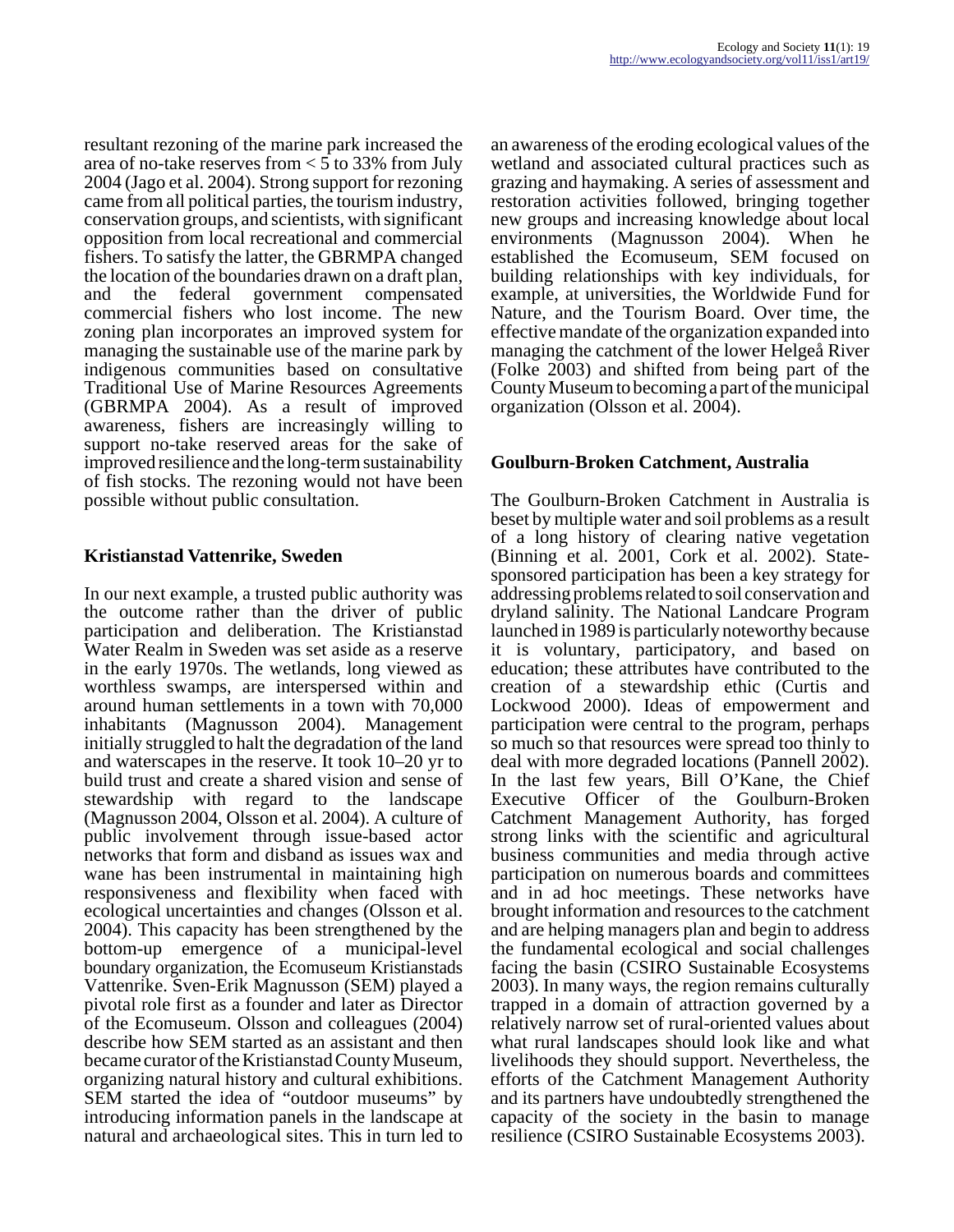resultant rezoning of the marine park increased the area of no-take reserves from < 5 to 33% from July 2004 (Jago et al. 2004). Strong support for rezoning came from all political parties, the tourism industry, conservation groups, and scientists, with significant opposition from local recreational and commercial fishers. To satisfy the latter, the GBRMPA changed the location of the boundaries drawn on a draft plan, and the federal government compensated commercial fishers who lost income. The new zoning plan incorporates an improved system for managing the sustainable use of the marine park by indigenous communities based on consultative Traditional Use of Marine Resources Agreements (GBRMPA 2004). As a result of improved awareness, fishers are increasingly willing to support no-take reserved areas for the sake of improved resilience and the long-term sustainability of fish stocks. The rezoning would not have been possible without public consultation.

### Kristianstad Vattenrike, Sweden

In our next example, a trusted public authority was the outcome rather than the driver of public participation and deliberation. The Kristianstad Water Realm in Sweden was set aside as a reserve in the early 1970s. The wetlands, long viewed as worthless swamps, are interspersed within and around human settlements in a town with 70,000 inhabitants (Magnusson 2004). Management initially struggled to halt the degradation of the land and waterscapes in the reserve. It took 10–20 yr to build trust and create a shared vision and sense of stewardship with regard to the landscape (Magnusson 2004, Olsson et al. 2004). A culture of public involvement through issue-based actor networks that form and disband as issues wax and wane has been instrumental in maintaining high responsiveness and flexibility when faced with ecological uncertainties and changes (Olsson et al. 2004). This capacity has been strengthened by the bottom-up emergence of a municipal-level boundary organization, the Ecomuseum Kristianstads Vattenrike. Sven-Erik Magnusson (SEM) played a pivotal role first as a founder and later as Director of the Ecomuseum. Olsson and colleagues (2004) describe how SEM started as an assistant and then became curator of the Kristianstad County Museum, organizing natural history and cultural exhibitions. SEM started the idea of "outdoor museums" by introducing information panels in the landscape at natural and archaeological sites. This in turn led to an awareness of the eroding ecological values of the wetland and associated cultural practices such as grazing and haymaking. A series of assessment and restoration activities followed, bringing together new groups and increasing knowledge about local environments (Magnusson 2004). When he established the Ecomuseum, SEM focused on building relationships with key individuals, for example, at universities, the Worldwide Fund for Nature, and the Tourism Board. Over time, the effective mandate of the organization expanded into managing the catchment of the lower Helgeå River (Folke 2003) and shifted from being part of the County Museum to becoming a part of the municipal organization (Olsson et al. 2004).

### Goulburn-Broken Catchment, Australia

The Goulburn-Broken Catchment in Australia is beset by multiple water and soil problems as a result of a long history of clearing native vegetation (Binning et al. 2001, Cork et al. 2002). State-sponsored participation has been a key strategy for addressing problems related to soil conservation and dryland salinity. The National Landcare Program launched in 1989 is particularly noteworthy because it is voluntary, participatory, and based on education; these attributes have contributed to the creation of a stewardship ethic (Curtis and Lockwood 2000). Ideas of empowerment and participation were central to the program, perhaps so much so that resources were spread too thinly to deal with more degraded locations (Pannell 2002). In the last few years, Bill O'Kane, the Chief Executive Officer of the Goulburn-Broken Catchment Management Authority, has forged strong links with the scientific and agricultural business communities and media through active participation on numerous boards and committees and in ad hoc meetings. These networks have brought information and resources to the catchment and are helping managers plan and begin to address the fundamental ecological and social challenges facing the basin (CSIRO Sustainable Ecosystems 2003). In many ways, the region remains culturally trapped in a domain of attraction governed by a relatively narrow set of rural-oriented values about what rural landscapes should look like and what livelihoods they should support. Nevertheless, the efforts of the Catchment Management Authority and its partners have undoubtedly strengthened the capacity of the society in the basin to manage resilience (CSIRO Sustainable Ecosystems 2003).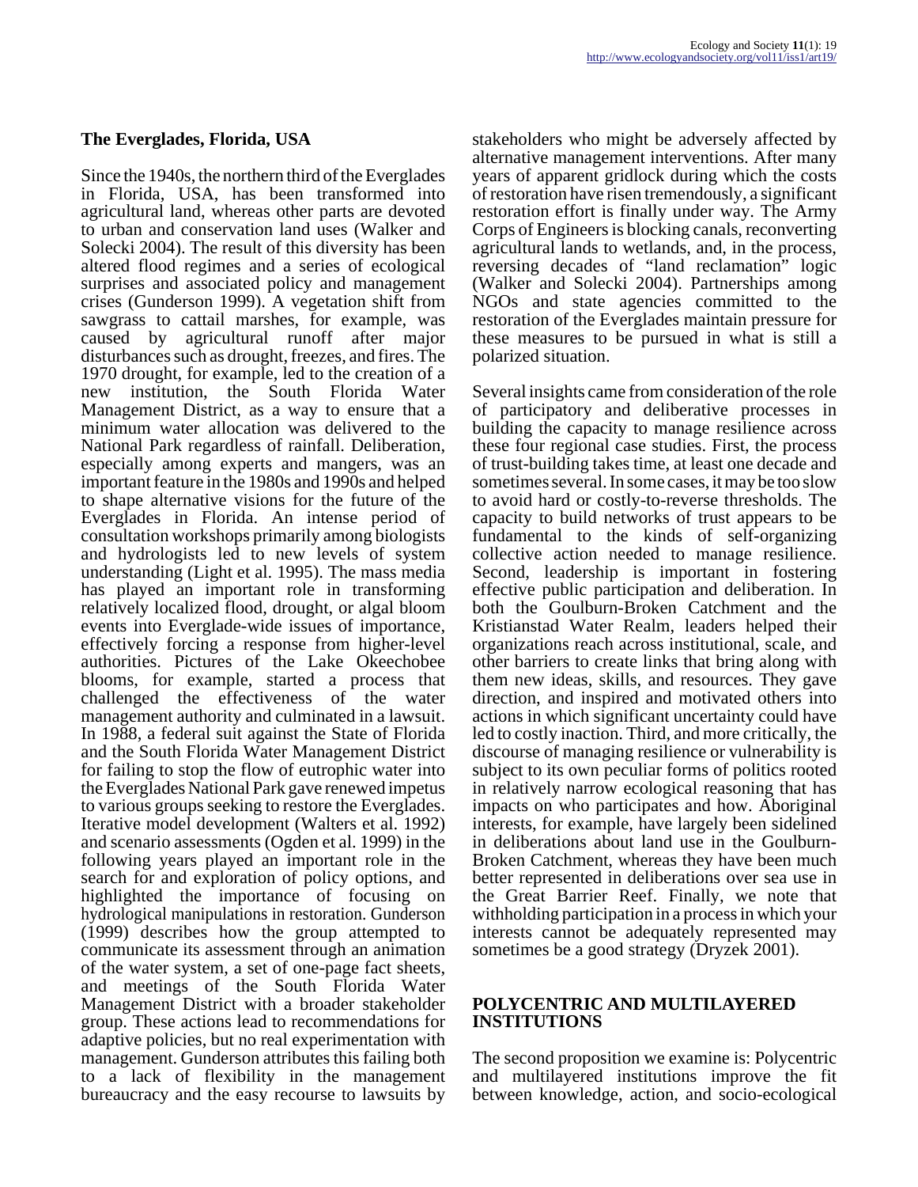### The Everglades, Florida, USA

Since the 1940s, the northern third of the Everglades in Florida, USA, has been transformed into agricultural land, whereas other parts are devoted to urban and conservation land uses (Walker and Solecki 2004). The result of this diversity has been altered flood regimes and a series of ecological surprises and associated policy and management crises (Gunderson 1999). A vegetation shift from sawgrass to cattail marshes, for example, was caused by agricultural runoff after major disturbances such as drought, freezes, and fires. The 1970 drought, for example, led to the creation of a new institution, the South Florida Water Management District, as a way to ensure that a minimum water allocation was delivered to the National Park regardless of rainfall. Deliberation, especially among experts and mangers, was an important feature in the 1980s and 1990s and helped to shape alternative visions for the future of the Everglades in Florida. An intense period of consultation workshops primarily among biologists and hydrologists led to new levels of system understanding (Light et al. 1995). The mass media has played an important role in transforming relatively localized flood, drought, or algal bloom events into Everglade-wide issues of importance, effectively forcing a response from higher-level authorities. Pictures of the Lake Okeechobee blooms, for example, started a process that challenged the effectiveness of the water management authority and culminated in a lawsuit. In 1988, a federal suit against the State of Florida and the South Florida Water Management District for failing to stop the flow of eutrophic water into the Everglades National Park gave renewed impetus to various groups seeking to restore the Everglades. Iterative model development (Walters et al. 1992) and scenario assessments (Ogden et al. 1999) in the following years played an important role in the search for and exploration of policy options, and highlighted the importance of focusing on hydrological manipulations in restoration. Gunderson (1999) describes how the group attempted to communicate its assessment through an animation of the water system, a set of one-page fact sheets, and meetings of the South Florida Water Management District with a broader stakeholder group. These actions lead to recommendations for adaptive policies, but no real experimentation with management. Gunderson attributes this failing both to a lack of flexibility in the management bureaucracy and the easy recourse to lawsuits by stakeholders who might be adversely affected by alternative management interventions. After many years of apparent gridlock during which the costs of restoration have risen tremendously, a significant restoration effort is finally under way. The Army Corps of Engineers is blocking canals, reconverting agricultural lands to wetlands, and, in the process, reversing decades of "land reclamation" logic (Walker and Solecki 2004). Partnerships among NGOs and state agencies committed to the restoration of the Everglades maintain pressure for these measures to be pursued in what is still a polarized situation.

Several insights came from consideration of the role of participatory and deliberative processes in building the capacity to manage resilience across these four regional case studies. First, the process of trust-building takes time, at least one decade and sometimes several. In some cases, it may be too slow to avoid hard or costly-to-reverse thresholds. The capacity to build networks of trust appears to be fundamental to the kinds of self-organizing collective action needed to manage resilience. Second, leadership is important in fostering effective public participation and deliberation. In both the Goulburn-Broken Catchment and the Kristianstad Water Realm, leaders helped their organizations reach across institutional, scale, and other barriers to create links that bring along with them new ideas, skills, and resources. They gave direction, and inspired and motivated others into actions in which significant uncertainty could have led to costly inaction. Third, and more critically, the discourse of managing resilience or vulnerability is subject to its own peculiar forms of politics rooted in relatively narrow ecological reasoning that has impacts on who participates and how. Aboriginal interests, for example, have largely been sidelined in deliberations about land use in the Goulburn-Broken Catchment, whereas they have been much better represented in deliberations over sea use in the Great Barrier Reef. Finally, we note that withholding participation in a process in which your interests cannot be adequately represented may sometimes be a good strategy (Dryzek 2001).

## POLYCENTRIC AND MULTILAYERED INSTITUTIONS

The second proposition we examine is: Polycentric and multilayered institutions improve the fit between knowledge, action, and socio-ecological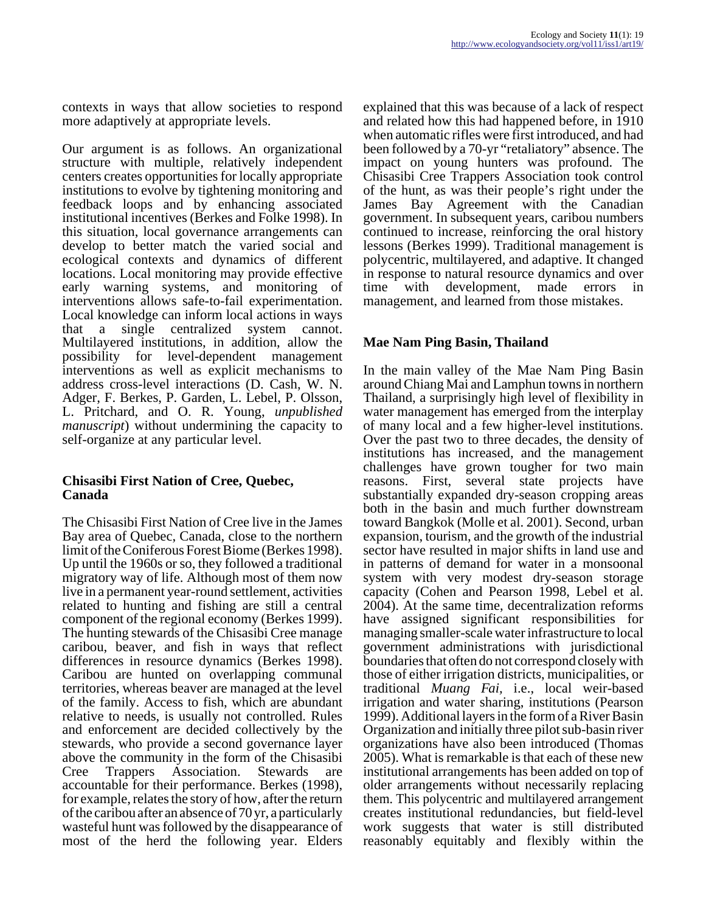contexts in ways that allow societies to respond more adaptively at appropriate levels.

Our argument is as follows. An organizational structure with multiple, relatively independent centers creates opportunities for locally appropriate institutions to evolve by tightening monitoring and feedback loops and by enhancing associated institutional incentives (Berkes and Folke 1998). In this situation, local governance arrangements can develop to better match the varied social and ecological contexts and dynamics of different locations. Local monitoring may provide effective early warning systems, and monitoring of interventions allows safe-to-fail experimentation. Local knowledge can inform local actions in ways that a single centralized system cannot. Multilayered institutions, in addition, allow the possibility for level-dependent management interventions as well as explicit mechanisms to address cross-level interactions (D. Cash, W. N. Adger, F. Berkes, P. Garden, L. Lebel, P. Olsson, L. Pritchard, and O. R. Young, *unpublished manuscript*) without undermining the capacity to self-organize at any particular level.

### Chisasibi First Nation of Cree, Quebec, Canada

The Chisasibi First Nation of Cree live in the James Bay area of Quebec, Canada, close to the northern limit of the Coniferous Forest Biome (Berkes 1998). Up until the 1960s or so, they followed a traditional migratory way of life. Although most of them now live in a permanent year-round settlement, activities related to hunting and fishing are still a central component of the regional economy (Berkes 1999). The hunting stewards of the Chisasibi Cree manage caribou, beaver, and fish in ways that reflect differences in resource dynamics (Berkes 1998). Caribou are hunted on overlapping communal territories, whereas beaver are managed at the level of the family. Access to fish, which are abundant relative to needs, is usually not controlled. Rules and enforcement are decided collectively by the stewards, who provide a second governance layer above the community in the form of the Chisasibi Cree Trappers Association. Stewards are accountable for their performance. Berkes (1998), for example, relates the story of how, after the return of the caribou after an absence of 70 yr, a particularly wasteful hunt was followed by the disappearance of most of the herd the following year. Elders explained that this was because of a lack of respect and related how this had happened before, in 1910 when automatic rifles were first introduced, and had been followed by a 70-yr "retaliatory" absence. The impact on young hunters was profound. The Chisasibi Cree Trappers Association took control of the hunt, as was their people's right under the James Bay Agreement with the Canadian government. In subsequent years, caribou numbers continued to increase, reinforcing the oral history lessons (Berkes 1999). Traditional management is polycentric, multilayered, and adaptive. It changed in response to natural resource dynamics and over time with development, made errors in management, and learned from those mistakes.

### Mae Nam Ping Basin, Thailand

In the main valley of the Mae Nam Ping Basin around Chiang Mai and Lamphun towns in northern Thailand, a surprisingly high level of flexibility in water management has emerged from the interplay of many local and a few higher-level institutions. Over the past two to three decades, the density of institutions has increased, and the management challenges have grown tougher for two main reasons. First, several state projects have substantially expanded dry-season cropping areas both in the basin and much further downstream toward Bangkok (Molle et al. 2001). Second, urban expansion, tourism, and the growth of the industrial sector have resulted in major shifts in land use and in patterns of demand for water in a monsoonal system with very modest dry-season storage capacity (Cohen and Pearson 1998, Lebel et al. 2004). At the same time, decentralization reforms have assigned significant responsibilities for managing smaller-scale water infrastructure to local government administrations with jurisdictional boundaries that often do not correspond closely with those of either irrigation districts, municipalities, or traditional *Muang Fai*, i.e., local weir-based irrigation and water sharing, institutions (Pearson 1999). Additional layers in the form of a River Basin Organization and initially three pilot sub-basin river organizations have also been introduced (Thomas 2005). What is remarkable is that each of these new institutional arrangements has been added on top of older arrangements without necessarily replacing them. This polycentric and multilayered arrangement creates institutional redundancies, but field-level work suggests that water is still distributed reasonably equitably and flexibly within the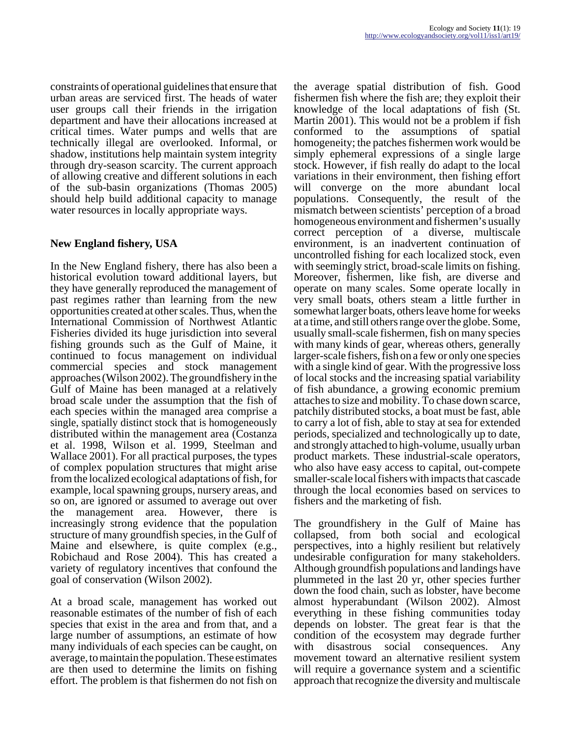constraints of operational guidelines that ensure that urban areas are serviced first. The heads of water user groups call their friends in the irrigation department and have their allocations increased at critical times. Water pumps and wells that are technically illegal are overlooked. Informal, or shadow, institutions help maintain system integrity through dry-season scarcity. The current approach of allowing creative and different solutions in each of the sub-basin organizations (Thomas 2005) should help build additional capacity to manage water resources in locally appropriate ways.

### New England fishery, USA

In the New England fishery, there has also been a historical evolution toward additional layers, but they have generally reproduced the management of past regimes rather than learning from the new opportunities created at other scales. Thus, when the International Commission of Northwest Atlantic Fisheries divided its huge jurisdiction into several fishing grounds such as the Gulf of Maine, it continued to focus management on individual commercial species and stock management approaches (Wilson 2002). The groundfishery in the Gulf of Maine has been managed at a relatively broad scale under the assumption that the fish of each species within the managed area comprise a single, spatially distinct stock that is homogeneously distributed within the management area (Costanza et al. 1998, Wilson et al. 1999, Steelman and Wallace 2001). For all practical purposes, the types of complex population structures that might arise from the localized ecological adaptations of fish, for example, local spawning groups, nursery areas, and so on, are ignored or assumed to average out over the management area. However, there is increasingly strong evidence that the population structure of many groundfish species, in the Gulf of Maine and elsewhere, is quite complex (e.g., Robichaud and Rose 2004). This has created a variety of regulatory incentives that confound the goal of conservation (Wilson 2002).

At a broad scale, management has worked out reasonable estimates of the number of fish of each species that exist in the area and from that, and a large number of assumptions, an estimate of how many individuals of each species can be caught, on average, to maintain the population. These estimates are then used to determine the limits on fishing effort. The problem is that fishermen do not fish on the average spatial distribution of fish. Good fishermen fish where the fish are; they exploit their knowledge of the local adaptations of fish (St. Martin 2001). This would not be a problem if fish conformed to the assumptions of spatial homogeneity; the patches fishermen work would be simply ephemeral expressions of a single large stock. However, if fish really do adapt to the local variations in their environment, then fishing effort will converge on the more abundant local populations. Consequently, the result of the mismatch between scientists' perception of a broad homogeneous environment and fishermen's usually correct perception of a diverse, multiscale environment, is an inadvertent continuation of uncontrolled fishing for each localized stock, even with seemingly strict, broad-scale limits on fishing. Moreover, fishermen, like fish, are diverse and operate on many scales. Some operate locally in very small boats, others steam a little further in somewhat larger boats, others leave home for weeks at a time, and still others range over the globe. Some, usually small-scale fishermen, fish on many species with many kinds of gear, whereas others, generally larger-scale fishers, fish on a few or only one species with a single kind of gear. With the progressive loss of local stocks and the increasing spatial variability of fish abundance, a growing economic premium attaches to size and mobility. To chase down scarce, patchily distributed stocks, a boat must be fast, able to carry a lot of fish, able to stay at sea for extended periods, specialized and technologically up to date, and strongly attached to high-volume, usually urban product markets. These industrial-scale operators, who also have easy access to capital, out-compete smaller-scale local fishers with impacts that cascade through the local economies based on services to fishers and the marketing of fish.

The groundfishery in the Gulf of Maine has collapsed, from both social and ecological perspectives, into a highly resilient but relatively undesirable configuration for many stakeholders. Although groundfish populations and landings have plummeted in the last 20 yr, other species further down the food chain, such as lobster, have become almost hyperabundant (Wilson 2002). Almost everything in these fishing communities today depends on lobster. The great fear is that the condition of the ecosystem may degrade further with disastrous social consequences. Any movement toward an alternative resilient system will require a governance system and a scientific approach that recognize the diversity and multiscale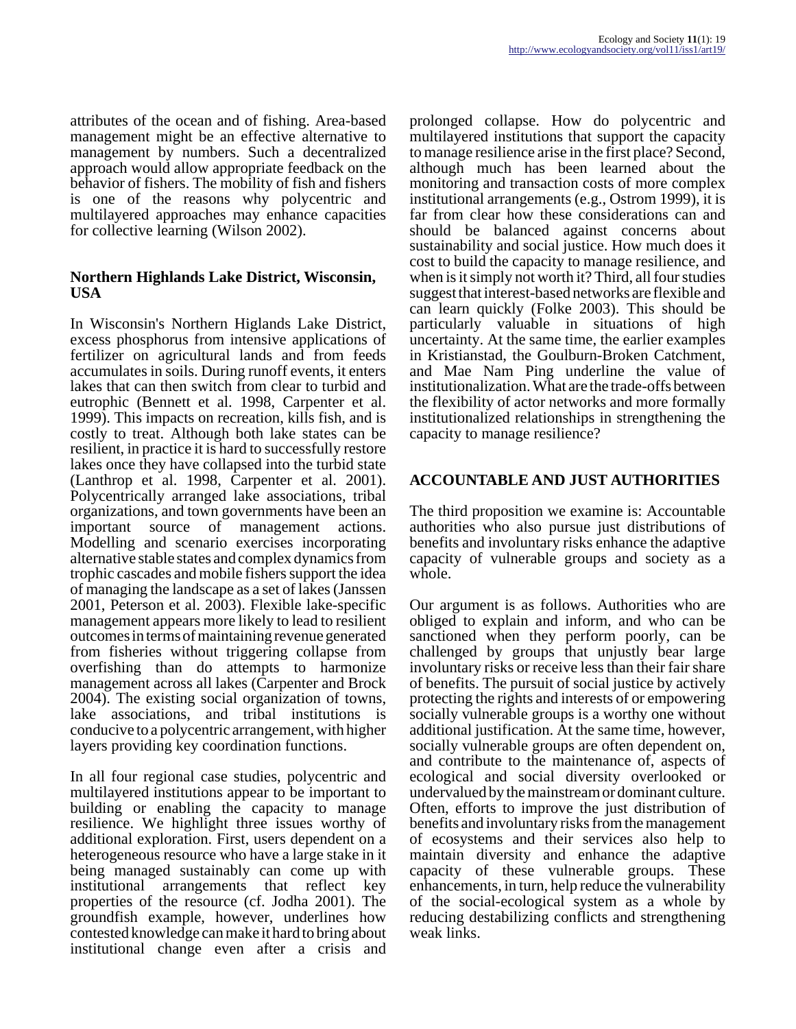attributes of the ocean and of fishing. Area-based management might be an effective alternative to management by numbers. Such a decentralized approach would allow appropriate feedback on the behavior of fishers. The mobility of fish and fishers is one of the reasons why polycentric and multilayered approaches may enhance capacities for collective learning (Wilson 2002).

### Northern Highlands Lake District, Wisconsin, USA

In Wisconsin's Northern Higlands Lake District, excess phosphorus from intensive applications of fertilizer on agricultural lands and from feeds accumulates in soils. During runoff events, it enters lakes that can then switch from clear to turbid and eutrophic (Bennett et al. 1998, Carpenter et al. 1999). This impacts on recreation, kills fish, and is costly to treat. Although both lake states can be resilient, in practice it is hard to successfully restore lakes once they have collapsed into the turbid state (Lanthrop et al. 1998, Carpenter et al. 2001). Polycentrically arranged lake associations, tribal organizations, and town governments have been an important source of management actions. Modelling and scenario exercises incorporating alternative stable states and complex dynamics from trophic cascades and mobile fishers support the idea of managing the landscape as a set of lakes (Janssen 2001, Peterson et al. 2003). Flexible lake-specific management appears more likely to lead to resilient outcomes in terms of maintaining revenue generated from fisheries without triggering collapse from overfishing than do attempts to harmonize management across all lakes (Carpenter and Brock 2004). The existing social organization of towns, lake associations, and tribal institutions is conducive to a polycentric arrangement, with higher layers providing key coordination functions.

In all four regional case studies, polycentric and multilayered institutions appear to be important to building or enabling the capacity to manage resilience. We highlight three issues worthy of additional exploration. First, users dependent on a heterogeneous resource who have a large stake in it being managed sustainably can come up with institutional arrangements that reflect key properties of the resource (cf. Jodha 2001). The groundfish example, however, underlines how contested knowledge can make it hard to bring about institutional change even after a crisis and prolonged collapse. How do polycentric and multilayered institutions that support the capacity to manage resilience arise in the first place? Second, although much has been learned about the monitoring and transaction costs of more complex institutional arrangements (e.g., Ostrom 1999), it is far from clear how these considerations can and should be balanced against concerns about sustainability and social justice. How much does it cost to build the capacity to manage resilience, and when is it simply not worth it? Third, all four studies suggest that interest-based networks are flexible and can learn quickly (Folke 2003). This should be particularly valuable in situations of high uncertainty. At the same time, the earlier examples in Kristianstad, the Goulburn-Broken Catchment, and Mae Nam Ping underline the value of institutionalization. What are the trade-offs between the flexibility of actor networks and more formally institutionalized relationships in strengthening the capacity to manage resilience?

## ACCOUNTABLE AND JUST AUTHORITIES

The third proposition we examine is: Accountable authorities who also pursue just distributions of benefits and involuntary risks enhance the adaptive capacity of vulnerable groups and society as a whole.

Our argument is as follows. Authorities who are obliged to explain and inform, and who can be sanctioned when they perform poorly, can be challenged by groups that unjustly bear large involuntary risks or receive less than their fair share of benefits. The pursuit of social justice by actively protecting the rights and interests of or empowering socially vulnerable groups is a worthy one without additional justification. At the same time, however, socially vulnerable groups are often dependent on, and contribute to the maintenance of, aspects of ecological and social diversity overlooked or undervalued by the mainstream or dominant culture. Often, efforts to improve the just distribution of benefits and involuntary risks from the management of ecosystems and their services also help to maintain diversity and enhance the adaptive capacity of these vulnerable groups. These enhancements, in turn, help reduce the vulnerability of the social-ecological system as a whole by reducing destabilizing conflicts and strengthening weak links.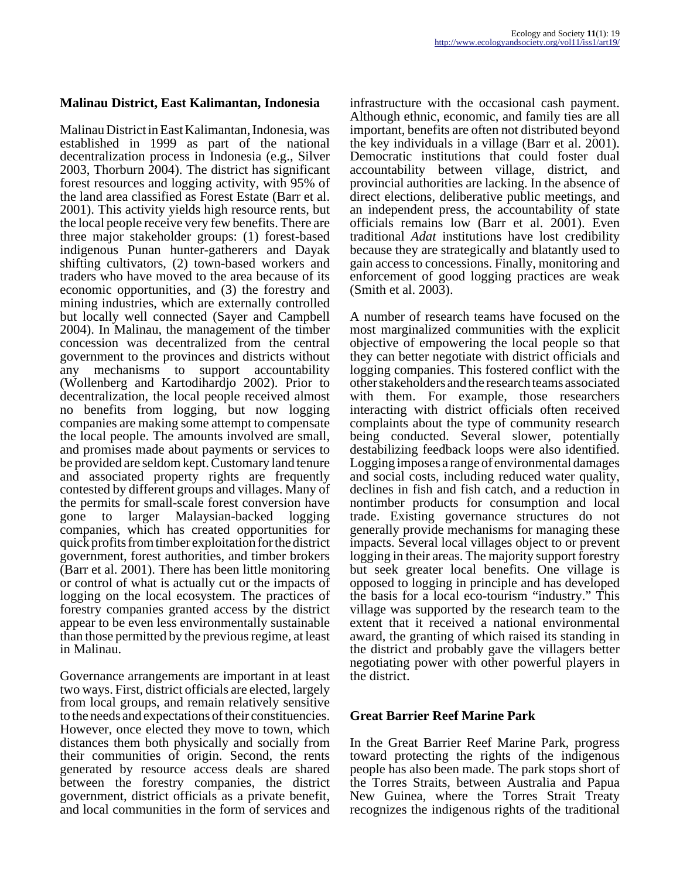### Malinau District, East Kalimantan, Indonesia

Malinau District in East Kalimantan, Indonesia, was established in 1999 as part of the national decentralization process in Indonesia (e.g., Silver 2003, Thorburn 2004). The district has significant forest resources and logging activity, with 95% of the land area classified as Forest Estate (Barr et al. 2001). This activity yields high resource rents, but the local people receive very few benefits. There are three major stakeholder groups: (1) forest-based indigenous Punan hunter-gatherers and Dayak shifting cultivators, (2) town-based workers and traders who have moved to the area because of its economic opportunities, and (3) the forestry and mining industries, which are externally controlled but locally well connected (Sayer and Campbell 2004). In Malinau, the management of the timber concession was decentralized from the central government to the provinces and districts without any mechanisms to support accountability (Wollenberg and Kartodihardjo 2002). Prior to decentralization, the local people received almost no benefits from logging, but now logging companies are making some attempt to compensate the local people. The amounts involved are small, and promises made about payments or services to be provided are seldom kept. Customary land tenure and associated property rights are frequently contested by different groups and villages. Many of the permits for small-scale forest conversion have gone to larger Malaysian-backed logging companies, which has created opportunities for quick profits from timber exploitation for the district government, forest authorities, and timber brokers (Barr et al. 2001). There has been little monitoring or control of what is actually cut or the impacts of logging on the local ecosystem. The practices of forestry companies granted access by the district appear to be even less environmentally sustainable than those permitted by the previous regime, at least in Malinau.

Governance arrangements are important in at least two ways. First, district officials are elected, largely from local groups, and remain relatively sensitive to the needs and expectations of their constituencies. However, once elected they move to town, which distances them both physically and socially from their communities of origin. Second, the rents generated by resource access deals are shared between the forestry companies, the district government, district officials as a private benefit, and local communities in the form of services and infrastructure with the occasional cash payment. Although ethnic, economic, and family ties are all important, benefits are often not distributed beyond the key individuals in a village (Barr et al. 2001). Democratic institutions that could foster dual accountability between village, district, and provincial authorities are lacking. In the absence of direct elections, deliberative public meetings, and an independent press, the accountability of state officials remains low (Barr et al. 2001). Even traditional *Adat* institutions have lost credibility because they are strategically and blatantly used to gain access to concessions. Finally, monitoring and enforcement of good logging practices are weak (Smith et al. 2003).

A number of research teams have focused on the most marginalized communities with the explicit objective of empowering the local people so that they can better negotiate with district officials and logging companies. This fostered conflict with the other stakeholders and the research teams associated with them. For example, those researchers interacting with district officials often received complaints about the type of community research being conducted. Several slower, potentially destabilizing feedback loops were also identified. Logging imposes a range of environmental damages and social costs, including reduced water quality, declines in fish and fish catch, and a reduction in nontimber products for consumption and local trade. Existing governance structures do not generally provide mechanisms for managing these impacts. Several local villages object to or prevent logging in their areas. The majority support forestry but seek greater local benefits. One village is opposed to logging in principle and has developed the basis for a local eco-tourism “industry.” This village was supported by the research team to the extent that it received a national environmental award, the granting of which raised its standing in the district and probably gave the villagers better negotiating power with other powerful players in the district.

### Great Barrier Reef Marine Park

In the Great Barrier Reef Marine Park, progress toward protecting the rights of the indigenous people has also been made. The park stops short of the Torres Straits, between Australia and Papua New Guinea, where the Torres Strait Treaty recognizes the indigenous rights of the traditional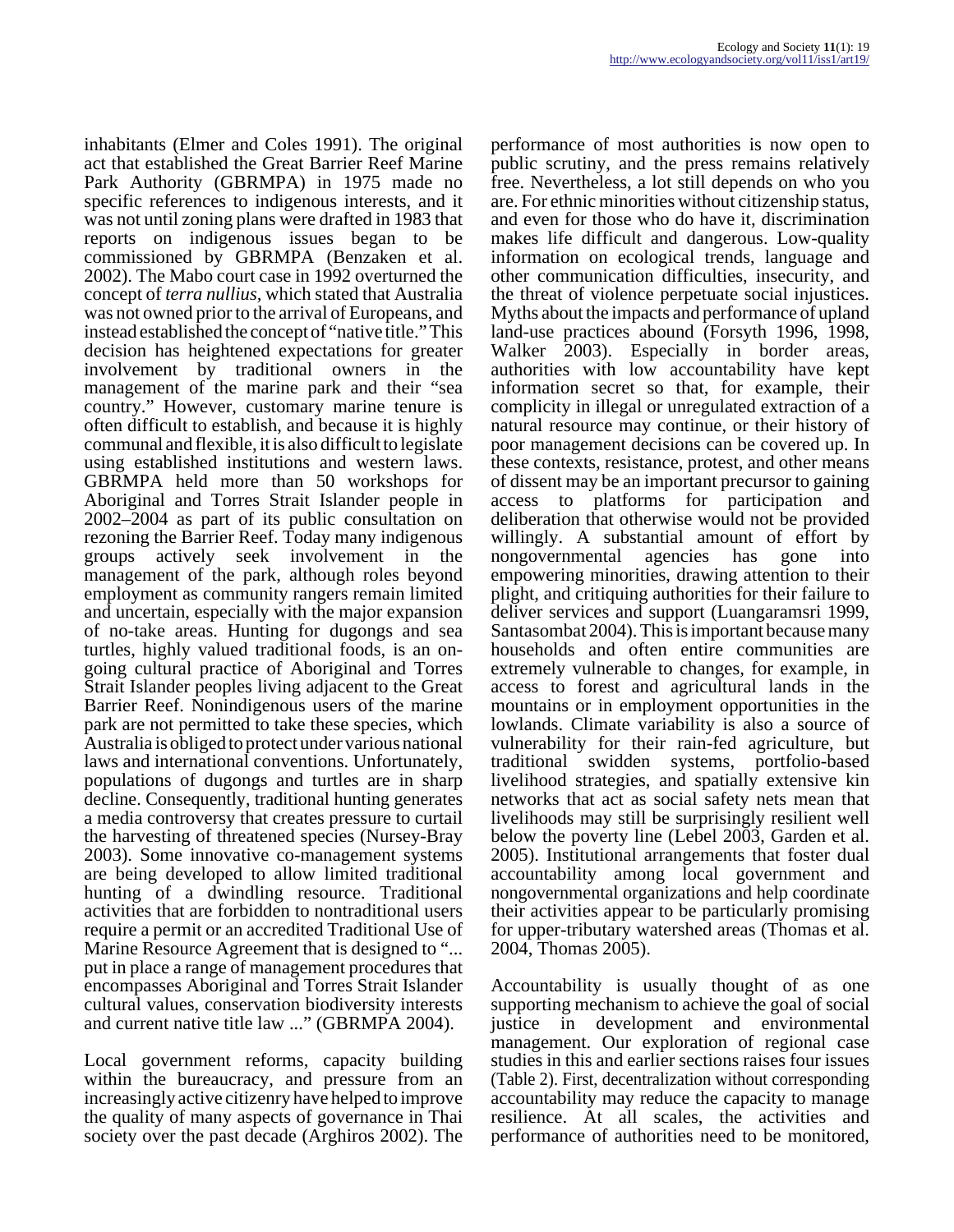inhabitants (Elmer and Coles 1991). The original act that established the Great Barrier Reef Marine Park Authority (GBRMPA) in 1975 made no specific references to indigenous interests, and it was not until zoning plans were drafted in 1983 that reports on indigenous issues began to be commissioned by GBRMPA (Benzaken et al. 2002). The Mabo court case in 1992 overturned the concept of *terra nullius*, which stated that Australia was not owned prior to the arrival of Europeans, and instead established the concept of "native title." This decision has heightened expectations for greater involvement by traditional owners in the management of the marine park and their "sea country." However, customary marine tenure is often difficult to establish, and because it is highly communal and flexible, it is also difficult to legislate using established institutions and western laws. GBRMPA held more than 50 workshops for Aboriginal and Torres Strait Islander people in 2002–2004 as part of its public consultation on rezoning the Barrier Reef. Today many indigenous groups actively seek involvement in the management of the park, although roles beyond employment as community rangers remain limited and uncertain, especially with the major expansion of no-take areas. Hunting for dugongs and sea turtles, highly valued traditional foods, is an on-going cultural practice of Aboriginal and Torres Strait Islander peoples living adjacent to the Great Barrier Reef. Nonindigenous users of the marine park are not permitted to take these species, which Australia is obliged to protect under various national laws and international conventions. Unfortunately, populations of dugongs and turtles are in sharp decline. Consequently, traditional hunting generates a media controversy that creates pressure to curtail the harvesting of threatened species (Nursey-Bray 2003). Some innovative co-management systems are being developed to allow limited traditional hunting of a dwindling resource. Traditional activities that are forbidden to nontraditional users require a permit or an accredited Traditional Use of Marine Resource Agreement that is designed to "... put in place a range of management procedures that encompasses Aboriginal and Torres Strait Islander cultural values, conservation biodiversity interests and current native title law ..." (GBRMPA 2004).

Local government reforms, capacity building within the bureaucracy, and pressure from an increasingly active citizenry have helped to improve the quality of many aspects of governance in Thai society over the past decade (Arghiros 2002). The performance of most authorities is now open to public scrutiny, and the press remains relatively free. Nevertheless, a lot still depends on who you are. For ethnic minorities without citizenship status, and even for those who do have it, discrimination makes life difficult and dangerous. Low-quality information on ecological trends, language and other communication difficulties, insecurity, and the threat of violence perpetuate social injustices. Myths about the impacts and performance of upland land-use practices abound (Forsyth 1996, 1998, Walker 2003). Especially in border areas, authorities with low accountability have kept information secret so that, for example, their complicity in illegal or unregulated extraction of a natural resource may continue, or their history of poor management decisions can be covered up. In these contexts, resistance, protest, and other means of dissent may be an important precursor to gaining access to platforms for participation and deliberation that otherwise would not be provided willingly. A substantial amount of effort by nongovernmental agencies has gone into empowering minorities, drawing attention to their plight, and critiquing authorities for their failure to deliver services and support (Luangaramsri 1999, Santasombat 2004). This is important because many households and often entire communities are extremely vulnerable to changes, for example, in access to forest and agricultural lands in the mountains or in employment opportunities in the lowlands. Climate variability is also a source of vulnerability for their rain-fed agriculture, but traditional swidden systems, portfolio-based livelihood strategies, and spatially extensive kin networks that act as social safety nets mean that livelihoods may still be surprisingly resilient well below the poverty line (Lebel 2003, Garden et al. 2005). Institutional arrangements that foster dual accountability among local government and nongovernmental organizations and help coordinate their activities appear to be particularly promising for upper-tributary watershed areas (Thomas et al. 2004, Thomas 2005).

Accountability is usually thought of as one supporting mechanism to achieve the goal of social justice in development and environmental management. Our exploration of regional case studies in this and earlier sections raises four issues (Table 2). First, decentralization without corresponding accountability may reduce the capacity to manage resilience. At all scales, the activities and performance of authorities need to be monitored,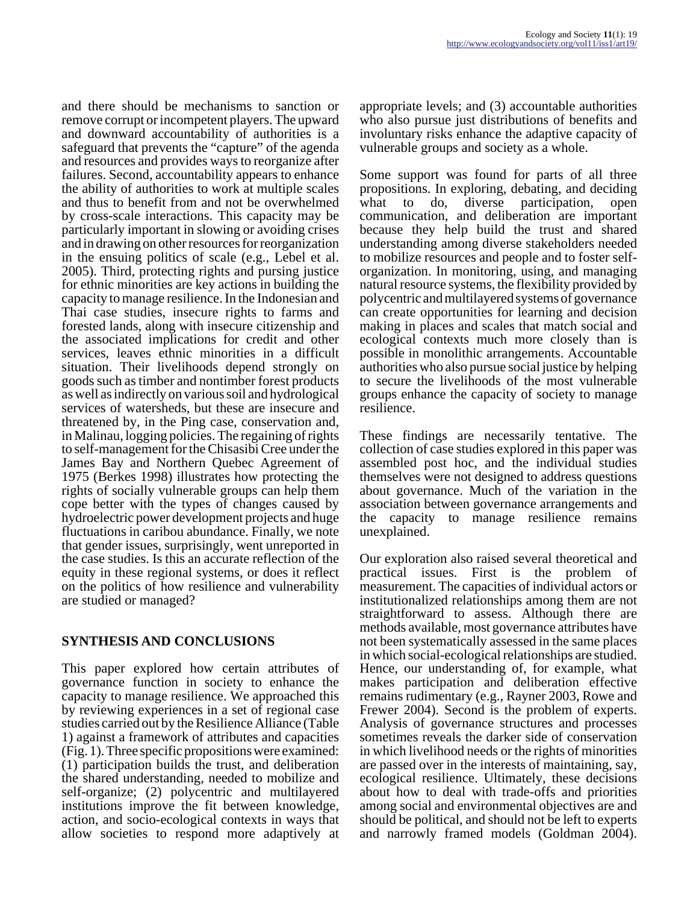and there should be mechanisms to sanction or remove corrupt or incompetent players. The upward and downward accountability of authorities is a safeguard that prevents the "capture" of the agenda and resources and provides ways to reorganize after failures. Second, accountability appears to enhance the ability of authorities to work at multiple scales and thus to benefit from and not be overwhelmed by cross-scale interactions. This capacity may be particularly important in slowing or avoiding crises and in drawing on other resources for reorganization in the ensuing politics of scale (e.g., Lebel et al. 2005). Third, protecting rights and pursing justice for ethnic minorities are key actions in building the capacity to manage resilience. In the Indonesian and Thai case studies, insecure rights to farms and forested lands, along with insecure citizenship and the associated implications for credit and other services, leaves ethnic minorities in a difficult situation. Their livelihoods depend strongly on goods such as timber and nontimber forest products as well as indirectly on various soil and hydrological services of watersheds, but these are insecure and threatened by, in the Ping case, conservation and, in Malinau, logging policies. The regaining of rights to self-management for the Chisasibi Cree under the James Bay and Northern Quebec Agreement of 1975 (Berkes 1998) illustrates how protecting the rights of socially vulnerable groups can help them cope better with the types of changes caused by hydroelectric power development projects and huge fluctuations in caribou abundance. Finally, we note that gender issues, surprisingly, went unreported in the case studies. Is this an accurate reflection of the equity in these regional systems, or does it reflect on the politics of how resilience and vulnerability are studied or managed?

## SYNTHESIS AND CONCLUSIONS

This paper explored how certain attributes of governance function in society to enhance the capacity to manage resilience. We approached this by reviewing experiences in a set of regional case studies carried out by the Resilience Alliance (Table 1) against a framework of attributes and capacities (Fig. 1). Three specific propositions were examined: (1) participation builds the trust, and deliberation the shared understanding, needed to mobilize and self-organize; (2) polycentric and multilayered institutions improve the fit between knowledge, action, and socio-ecological contexts in ways that allow societies to respond more adaptively at appropriate levels; and (3) accountable authorities who also pursue just distributions of benefits and involuntary risks enhance the adaptive capacity of vulnerable groups and society as a whole.

Some support was found for parts of all three propositions. In exploring, debating, and deciding what to do, diverse participation, open communication, and deliberation are important because they help build the trust and shared understanding among diverse stakeholders needed to mobilize resources and people and to foster self-organization. In monitoring, using, and managing natural resource systems, the flexibility provided by polycentric and multilayered systems of governance can create opportunities for learning and decision making in places and scales that match social and ecological contexts much more closely than is possible in monolithic arrangements. Accountable authorities who also pursue social justice by helping to secure the livelihoods of the most vulnerable groups enhance the capacity of society to manage resilience.

These findings are necessarily tentative. The collection of case studies explored in this paper was assembled post hoc, and the individual studies themselves were not designed to address questions about governance. Much of the variation in the association between governance arrangements and the capacity to manage resilience remains unexplained.

Our exploration also raised several theoretical and practical issues. First is the problem of measurement. The capacities of individual actors or institutionalized relationships among them are not straightforward to assess. Although there are methods available, most governance attributes have not been systematically assessed in the same places in which social-ecological relationships are studied. Hence, our understanding of, for example, what makes participation and deliberation effective remains rudimentary (e.g., Rayner 2003, Rowe and Frewer 2004). Second is the problem of experts. Analysis of governance structures and processes sometimes reveals the darker side of conservation in which livelihood needs or the rights of minorities are passed over in the interests of maintaining, say, ecological resilience. Ultimately, these decisions about how to deal with trade-offs and priorities among social and environmental objectives are and should be political, and should not be left to experts and narrowly framed models (Goldman 2004).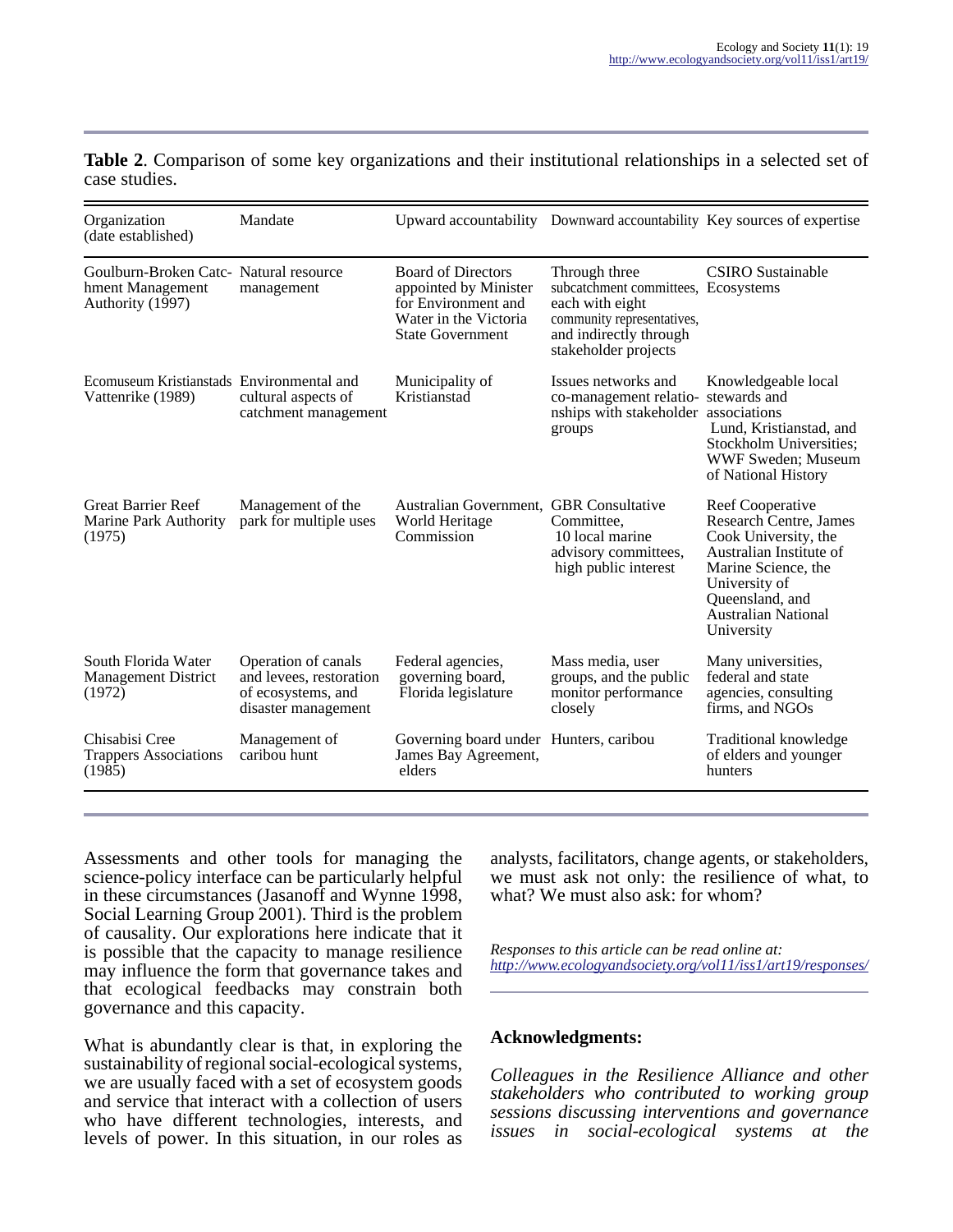**Table 2**. Comparison of some key organizations and their institutional relationships in a selected set of case studies.

| Organization (date established) | Mandate | Upward accountability | Downward accountability | Key sources of expertise |
|---|---|---|---|---|
| Goulburn-Broken Catchment Management Authority (1997) | Natural resource management | Board of Directors appointed by Minister for Environment and Water in the Victoria State Government | Through three subcatchment committees, each with eight community representatives, and indirectly through stakeholder projects | CSIRO Sustainable Ecosystems |
| Ecomuseum Kristianstads Vattenrike (1989) | Environmental and cultural aspects of catchment management | Municipality of Kristianstad | Issues networks and co-management relationships with stakeholder groups | Knowledgeable local stewards and associations Lund, Kristianstad, and Stockholm Universities; WWF Sweden; Museum of National History |
| Great Barrier Reef Marine Park Authority (1975) | Management of the park for multiple uses | Australian Government, World Heritage Commission | GBR Consultative Committee, 10 local marine advisory committees, high public interest | Reef Cooperative Research Centre, James Cook University, the Australian Institute of Marine Science, the University of Queensland, and Australian National University |
| South Florida Water Management District (1972) | Operation of canals and levees, restoration of ecosystems, and disaster management | Federal agencies, governing board, Florida legislature | Mass media, user groups, and the public monitor performance closely | Many universities, federal and state agencies, consulting firms, and NGOs |
| Chisabisi Cree Trappers Associations (1985) | Management of caribou hunt | Governing board under James Bay Agreement, elders | Hunters, caribou | Traditional knowledge of elders and younger hunters |

Assessments and other tools for managing the science-policy interface can be particularly helpful in these circumstances (Jasanoff and Wynne 1998, Social Learning Group 2001). Third is the problem of causality. Our explorations here indicate that it is possible that the capacity to manage resilience may influence the form that governance takes and that ecological feedbacks may constrain both governance and this capacity.

What is abundantly clear is that, in exploring the sustainability of regional social-ecological systems, we are usually faced with a set of ecosystem goods and service that interact with a collection of users who have different technologies, interests, and levels of power. In this situation, in our roles as analysts, facilitators, change agents, or stakeholders, we must ask not only: the resilience of what, to what? We must also ask: for whom?

*Responses to this article can be read online at:* *http://www.ecologyandsociety.org/vol11/iss1/art19/responses/*

## Acknowledgments:

*Colleagues in the Resilience Alliance and other stakeholders who contributed to working group sessions discussing interventions and governance issues in social-ecological systems at the*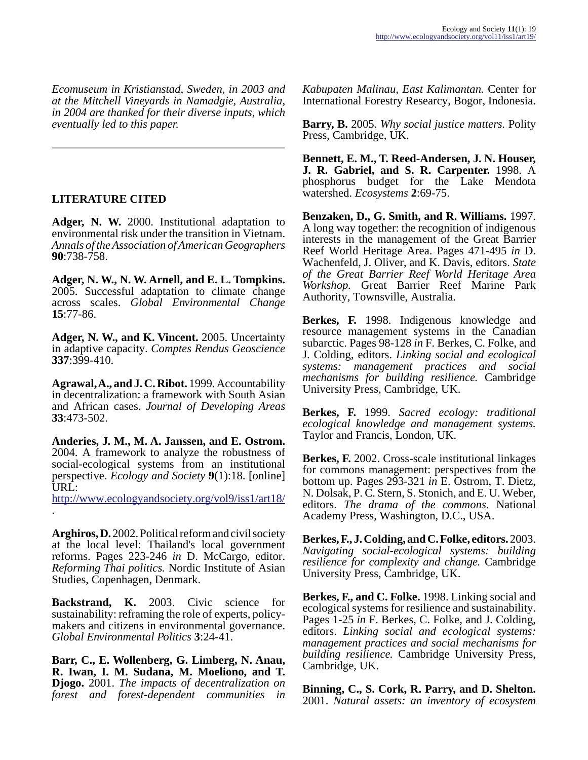*Ecomuseum in Kristianstad, Sweden, in 2003 and at the Mitchell Vineyards in Namadgie, Australia, in 2004 are thanked for their diverse inputs, which eventually led to this paper.*

---

## LITERATURE CITED

**Adger, N. W.** 2000. Institutional adaptation to environmental risk under the transition in Vietnam. *Annals of the Association of American Geographers* **90**:738-758.

**Adger, N. W., N. W. Arnell, and E. L. Tompkins.** 2005. Successful adaptation to climate change across scales. *Global Environmental Change* **15**:77-86.

**Adger, N. W., and K. Vincent.** 2005. Uncertainty in adaptive capacity. *Comptes Rendus Geoscience* **337**:399-410.

**Agrawal, A., and J. C. Ribot.** 1999. Accountability in decentralization: a framework with South Asian and African cases. *Journal of Developing Areas* **33**:473-502.

**Anderies, J. M., M. A. Janssen, and E. Ostrom.** 2004. A framework to analyze the robustness of social-ecological systems from an institutional perspective. *Ecology and Society* **9**(1):18. [online] URL: http://www.ecologyandsociety.org/vol9/iss1/art18/.

**Arghiros, D.** 2002. Political reform and civil society at the local level: Thailand's local government reforms. Pages 223-246 *in* D. McCargo, editor. *Reforming Thai politics.* Nordic Institute of Asian Studies, Copenhagen, Denmark.

**Backstrand, K.** 2003. Civic science for sustainability: reframing the role of experts, policy-makers and citizens in environmental governance. *Global Environmental Politics* **3**:24-41.

**Barr, C., E. Wollenberg, G. Limberg, N. Anau, R. Iwan, I. M. Sudana, M. Moeliono, and T. Djogo.** 2001. *The impacts of decentralization on forest and forest-dependent communities in Kabupaten Malinau, East Kalimantan.* Center for International Forestry Researcy, Bogor, Indonesia.

**Barry, B.** 2005. *Why social justice matters.* Polity Press, Cambridge, UK.

**Bennett, E. M., T. Reed-Andersen, J. N. Houser, J. R. Gabriel, and S. R. Carpenter.** 1998. A phosphorus budget for the Lake Mendota watershed. *Ecosystems* **2**:69-75.

**Benzaken, D., G. Smith, and R. Williams.** 1997. A long way together: the recognition of indigenous interests in the management of the Great Barrier Reef World Heritage Area. Pages 471-495 *in* D. Wachenfeld, J. Oliver, and K. Davis, editors. *State of the Great Barrier Reef World Heritage Area Workshop.* Great Barrier Reef Marine Park Authority, Townsville, Australia.

**Berkes, F.** 1998. Indigenous knowledge and resource management systems in the Canadian subarctic. Pages 98-128 *in* F. Berkes, C. Folke, and J. Colding, editors. *Linking social and ecological systems: management practices and social mechanisms for building resilience.* Cambridge University Press, Cambridge, UK.

**Berkes, F.** 1999. *Sacred ecology: traditional ecological knowledge and management systems.* Taylor and Francis, London, UK.

**Berkes, F.** 2002. Cross-scale institutional linkages for commons management: perspectives from the bottom up. Pages 293-321 *in* E. Ostrom, T. Dietz, N. Dolsak, P. C. Stern, S. Stonich, and E. U. Weber, editors. *The drama of the commons.* National Academy Press, Washington, D.C., USA.

**Berkes, F., J. Colding, and C. Folke, editors.** 2003. *Navigating social-ecological systems: building resilience for complexity and change.* Cambridge University Press, Cambridge, UK.

**Berkes, F., and C. Folke.** 1998. Linking social and ecological systems for resilience and sustainability. Pages 1-25 *in* F. Berkes, C. Folke, and J. Colding, editors. *Linking social and ecological systems: management practices and social mechanisms for building resilience.* Cambridge University Press, Cambridge, UK.

**Binning, C., S. Cork, R. Parry, and D. Shelton.** 2001. *Natural assets: an inventory of ecosystem*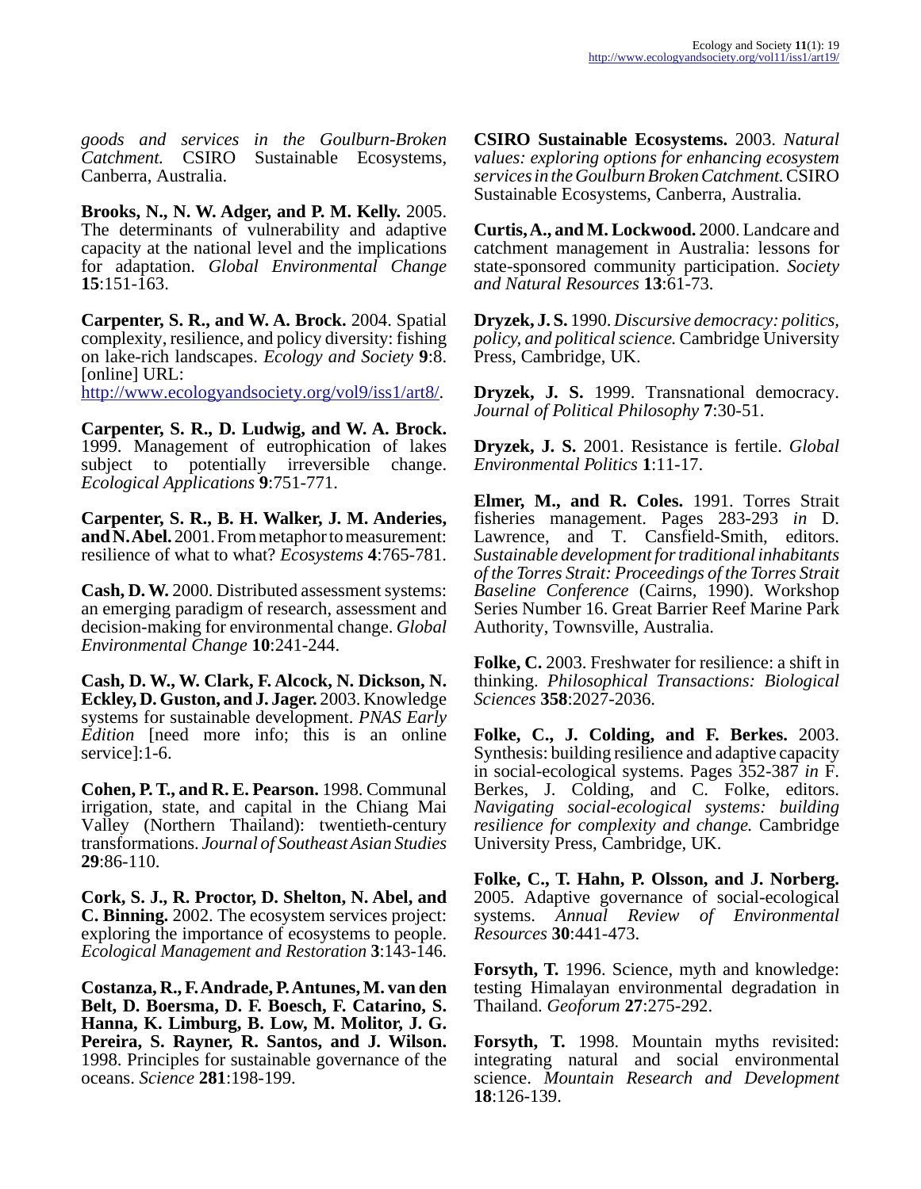*goods and services in the Goulburn-Broken Catchment.* CSIRO Sustainable Ecosystems, Canberra, Australia.

**Brooks, N., N. W. Adger, and P. M. Kelly.** 2005. The determinants of vulnerability and adaptive capacity at the national level and the implications for adaptation. *Global Environmental Change* **15**:151-163.

**Carpenter, S. R., and W. A. Brock.** 2004. Spatial complexity, resilience, and policy diversity: fishing on lake-rich landscapes. *Ecology and Society* **9**:8. [online] URL: http://www.ecologyandsociety.org/vol9/iss1/art8/.

**Carpenter, S. R., D. Ludwig, and W. A. Brock.** 1999. Management of eutrophication of lakes subject to potentially irreversible change. *Ecological Applications* **9**:751-771.

**Carpenter, S. R., B. H. Walker, J. M. Anderies, and N. Abel.** 2001. From metaphor to measurement: resilience of what to what? *Ecosystems* **4**:765-781.

**Cash, D. W.** 2000. Distributed assessment systems: an emerging paradigm of research, assessment and decision-making for environmental change. *Global Environmental Change* **10**:241-244.

**Cash, D. W., W. Clark, F. Alcock, N. Dickson, N. Eckley, D. Guston, and J. Jager.** 2003. Knowledge systems for sustainable development. *PNAS Early Edition* [need more info; this is an online service]:1-6.

**Cohen, P. T., and R. E. Pearson.** 1998. Communal irrigation, state, and capital in the Chiang Mai Valley (Northern Thailand): twentieth-century transformations. *Journal of Southeast Asian Studies* **29**:86-110.

**Cork, S. J., R. Proctor, D. Shelton, N. Abel, and C. Binning.** 2002. The ecosystem services project: exploring the importance of ecosystems to people. *Ecological Management and Restoration* **3**:143-146.

**Costanza, R., F. Andrade, P. Antunes, M. van den Belt, D. Boersma, D. F. Boesch, F. Catarino, S. Hanna, K. Limburg, B. Low, M. Molitor, J. G. Pereira, S. Rayner, R. Santos, and J. Wilson.** 1998. Principles for sustainable governance of the oceans. *Science* **281**:198-199.

**CSIRO Sustainable Ecosystems.** 2003. *Natural values: exploring options for enhancing ecosystem services in the Goulburn Broken Catchment.* CSIRO Sustainable Ecosystems, Canberra, Australia.

**Curtis, A., and M. Lockwood.** 2000. Landcare and catchment management in Australia: lessons for state-sponsored community participation. *Society and Natural Resources* **13**:61-73.

**Dryzek, J. S.** 1990. *Discursive democracy: politics, policy, and political science.* Cambridge University Press, Cambridge, UK.

**Dryzek, J. S.** 1999. Transnational democracy. *Journal of Political Philosophy* **7**:30-51.

**Dryzek, J. S.** 2001. Resistance is fertile. *Global Environmental Politics* **1**:11-17.

**Elmer, M., and R. Coles.** 1991. Torres Strait fisheries management. Pages 283-293 *in* D. Lawrence, and T. Cansfield-Smith, editors. *Sustainable development for traditional inhabitants of the Torres Strait: Proceedings of the Torres Strait Baseline Conference* (Cairns, 1990). Workshop Series Number 16. Great Barrier Reef Marine Park Authority, Townsville, Australia.

**Folke, C.** 2003. Freshwater for resilience: a shift in thinking. *Philosophical Transactions: Biological Sciences* **358**:2027-2036.

**Folke, C., J. Colding, and F. Berkes.** 2003. Synthesis: building resilience and adaptive capacity in social-ecological systems. Pages 352-387 *in* F. Berkes, J. Colding, and C. Folke, editors. *Navigating social-ecological systems: building resilience for complexity and change.* Cambridge University Press, Cambridge, UK.

**Folke, C., T. Hahn, P. Olsson, and J. Norberg.** 2005. Adaptive governance of social-ecological systems. *Annual Review of Environmental Resources* **30**:441-473.

**Forsyth, T.** 1996. Science, myth and knowledge: testing Himalayan environmental degradation in Thailand. *Geoforum* **27**:275-292.

**Forsyth, T.** 1998. Mountain myths revisited: integrating natural and social environmental science. *Mountain Research and Development* **18**:126-139.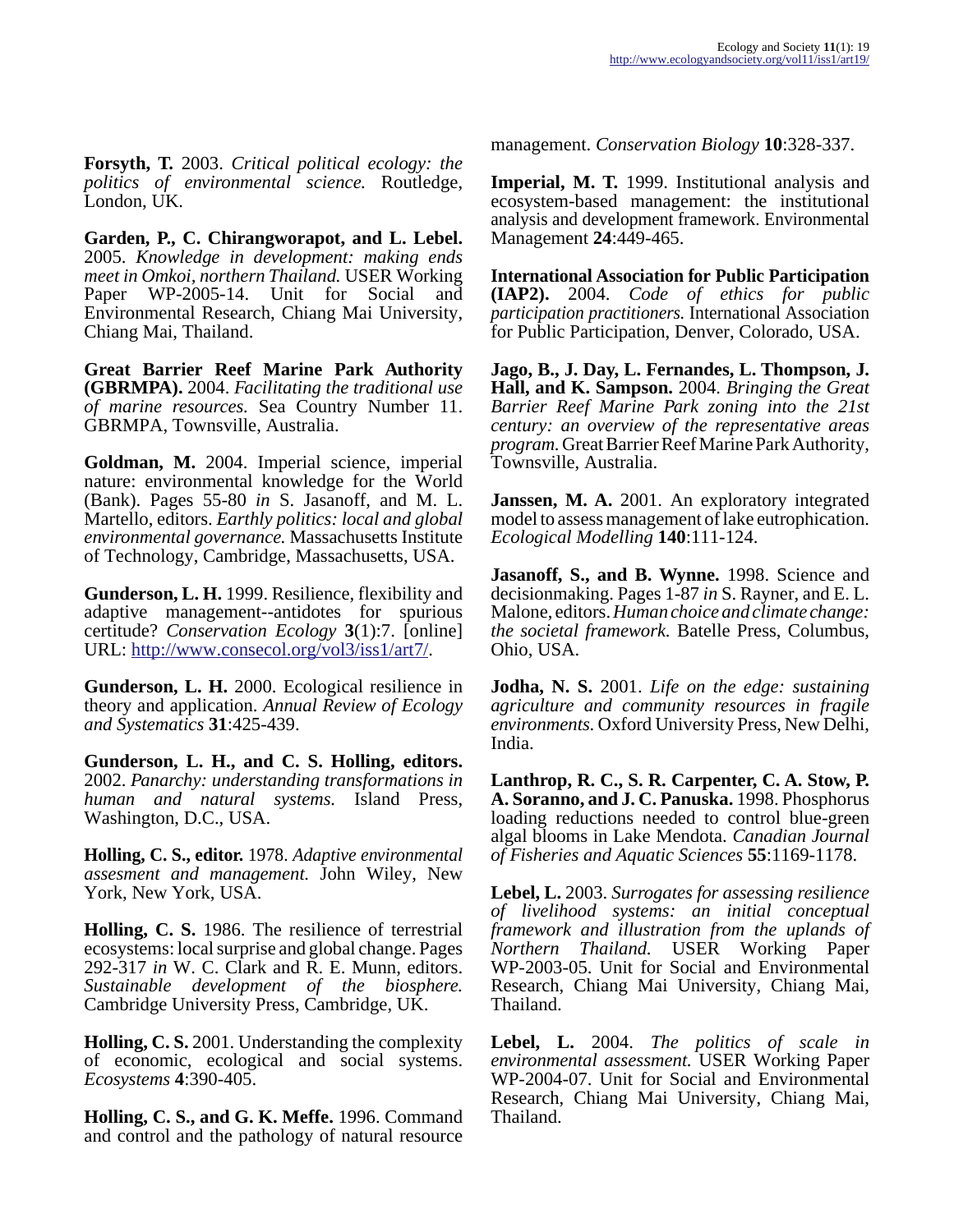**Forsyth, T.** 2003. *Critical political ecology: the politics of environmental science.* Routledge, London, UK.

**Garden, P., C. Chirangworapot, and L. Lebel.** 2005. *Knowledge in development: making ends meet in Omkoi, northern Thailand.* USER Working Paper WP-2005-14. Unit for Social and Environmental Research, Chiang Mai University, Chiang Mai, Thailand.

**Great Barrier Reef Marine Park Authority (GBRMPA).** 2004. *Facilitating the traditional use of marine resources.* Sea Country Number 11. GBRMPA, Townsville, Australia.

**Goldman, M.** 2004. Imperial science, imperial nature: environmental knowledge for the World (Bank). Pages 55-80 *in* S. Jasanoff, and M. L. Martello, editors. *Earthly politics: local and global environmental governance.* Massachusetts Institute of Technology, Cambridge, Massachusetts, USA.

**Gunderson, L. H.** 1999. Resilience, flexibility and adaptive management--antidotes for spurious certitude? *Conservation Ecology* **3**(1):7. [online] URL: http://www.consecol.org/vol3/iss1/art7/.

**Gunderson, L. H.** 2000. Ecological resilience in theory and application. *Annual Review of Ecology and Systematics* **31**:425-439.

**Gunderson, L. H., and C. S. Holling, editors.** 2002. *Panarchy: understanding transformations in human and natural systems.* Island Press, Washington, D.C., USA.

**Holling, C. S., editor.** 1978. *Adaptive environmental assesment and management.* John Wiley, New York, New York, USA.

**Holling, C. S.** 1986. The resilience of terrestrial ecosystems: local surprise and global change. Pages 292-317 *in* W. C. Clark and R. E. Munn, editors. *Sustainable development of the biosphere.* Cambridge University Press, Cambridge, UK.

**Holling, C. S.** 2001. Understanding the complexity of economic, ecological and social systems. *Ecosystems* **4**:390-405.

**Holling, C. S., and G. K. Meffe.** 1996. Command and control and the pathology of natural resource management. *Conservation Biology* **10**:328-337.

**Imperial, M. T.** 1999. Institutional analysis and ecosystem-based management: the institutional analysis and development framework. Environmental Management **24**:449-465.

**International Association for Public Participation (IAP2).** 2004. *Code of ethics for public participation practitioners.* International Association for Public Participation, Denver, Colorado, USA.

**Jago, B., J. Day, L. Fernandes, L. Thompson, J. Hall, and K. Sampson.** 2004. *Bringing the Great Barrier Reef Marine Park zoning into the 21st century: an overview of the representative areas program.* Great Barrier Reef Marine Park Authority, Townsville, Australia.

**Janssen, M. A.** 2001. An exploratory integrated model to assess management of lake eutrophication. *Ecological Modelling* **140**:111-124.

**Jasanoff, S., and B. Wynne.** 1998. Science and decisionmaking. Pages 1-87 *in* S. Rayner, and E. L. Malone, editors. *Human choice and climate change: the societal framework.* Batelle Press, Columbus, Ohio, USA.

**Jodha, N. S.** 2001. *Life on the edge: sustaining agriculture and community resources in fragile environments.* Oxford University Press, New Delhi, India.

**Lanthrop, R. C., S. R. Carpenter, C. A. Stow, P. A. Soranno, and J. C. Panuska.** 1998. Phosphorus loading reductions needed to control blue-green algal blooms in Lake Mendota. *Canadian Journal of Fisheries and Aquatic Sciences* **55**:1169-1178.

**Lebel, L.** 2003. *Surrogates for assessing resilience of livelihood systems: an initial conceptual framework and illustration from the uplands of Northern Thailand.* USER Working Paper WP-2003-05. Unit for Social and Environmental Research, Chiang Mai University, Chiang Mai, Thailand.

**Lebel, L.** 2004. *The politics of scale in environmental assessment.* USER Working Paper WP-2004-07. Unit for Social and Environmental Research, Chiang Mai University, Chiang Mai, Thailand.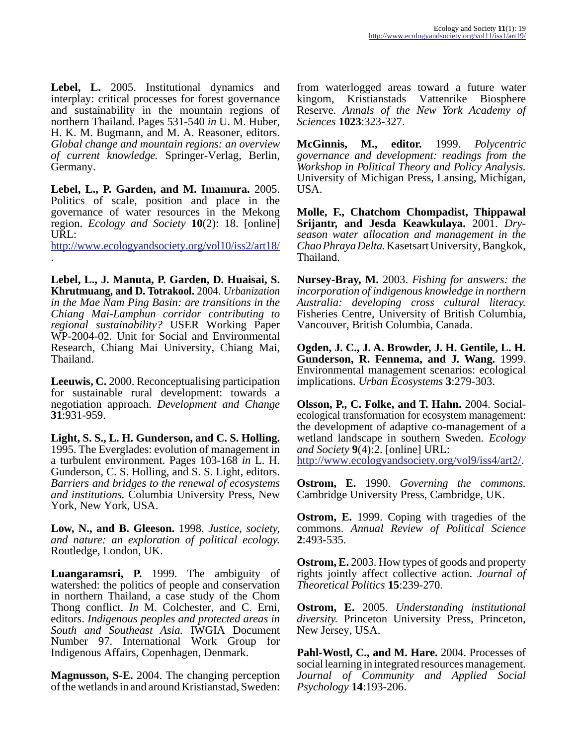**Lebel, L.** 2005. Institutional dynamics and interplay: critical processes for forest governance and sustainability in the mountain regions of northern Thailand. Pages 531-540 *in* U. M. Huber, H. K. M. Bugmann, and M. A. Reasoner, editors. *Global change and mountain regions: an overview of current knowledge.* Springer-Verlag, Berlin, Germany.

**Lebel, L., P. Garden, and M. Imamura.** 2005. Politics of scale, position and place in the governance of water resources in the Mekong region. *Ecology and Society* **10**(2): 18. [online] URL: http://www.ecologyandsociety.org/vol10/iss2/art18/.

**Lebel, L., J. Manuta, P. Garden, D. Huaisai, S. Khrutmuang, and D. Totrakool.** 2004. *Urbanization in the Mae Nam Ping Basin: are transitions in the Chiang Mai-Lamphun corridor contributing to regional sustainability?* USER Working Paper WP-2004-02. Unit for Social and Environmental Research, Chiang Mai University, Chiang Mai, Thailand.

**Leeuwis, C.** 2000. Reconceptualising participation for sustainable rural development: towards a negotiation approach. *Development and Change* **31**:931-959.

**Light, S. S., L. H. Gunderson, and C. S. Holling.** 1995. The Everglades: evolution of management in a turbulent environment. Pages 103-168 *in* L. H. Gunderson, C. S. Holling, and S. S. Light, editors. *Barriers and bridges to the renewal of ecosystems and institutions.* Columbia University Press, New York, New York, USA.

**Low, N., and B. Gleeson.** 1998. *Justice, society, and nature: an exploration of political ecology.* Routledge, London, UK.

**Luangaramsri, P.** 1999. The ambiguity of watershed: the politics of people and conservation in northern Thailand, a case study of the Chom Thong conflict. *In* M. Colchester, and C. Erni, editors. *Indigenous peoples and protected areas in South and Southeast Asia.* IWGIA Document Number 97. International Work Group for Indigenous Affairs, Copenhagen, Denmark.

**Magnusson, S-E.** 2004. The changing perception of the wetlands in and around Kristianstad, Sweden: from waterlogged areas toward a future water kingom, Kristianstads Vattenrike Biosphere Reserve. *Annals of the New York Academy of Sciences* **1023**:323-327.

**McGinnis, M., editor.** 1999. *Polycentric governance and development: readings from the Workshop in Political Theory and Policy Analysis.* University of Michigan Press, Lansing, Michigan, USA.

**Molle, F., Chatchom Chompadist, Thippawal Srijantr, and Jesda Keawkulaya.** 2001. *Dry-season water allocation and management in the Chao Phraya Delta.* Kasetsart University, Bangkok, Thailand.

**Nursey-Bray, M.** 2003. *Fishing for answers: the incorporation of indigenous knowledge in northern Australia: developing cross cultural literacy.* Fisheries Centre, University of British Columbia, Vancouver, British Columbia, Canada.

**Ogden, J. C., J. A. Browder, J. H. Gentile, L. H. Gunderson, R. Fennema, and J. Wang.** 1999. Environmental management scenarios: ecological implications. *Urban Ecosystems* **3**:279-303.

**Olsson, P., C. Folke, and T. Hahn.** 2004. Social-ecological transformation for ecosystem management: the development of adaptive co-management of a wetland landscape in southern Sweden. *Ecology and Society* **9**(4):2. [online] URL: http://www.ecologyandsociety.org/vol9/iss4/art2/.

**Ostrom, E.** 1990. *Governing the commons.* Cambridge University Press, Cambridge, UK.

**Ostrom, E.** 1999. Coping with tragedies of the commons. *Annual Review of Political Science* **2**:493-535.

**Ostrom, E.** 2003. How types of goods and property rights jointly affect collective action. *Journal of Theoretical Politics* **15**:239-270.

**Ostrom, E.** 2005. *Understanding institutional diversity.* Princeton University Press, Princeton, New Jersey, USA.

**Pahl-Wostl, C., and M. Hare.** 2004. Processes of social learning in integrated resources management. *Journal of Community and Applied Social Psychology* **14**:193-206.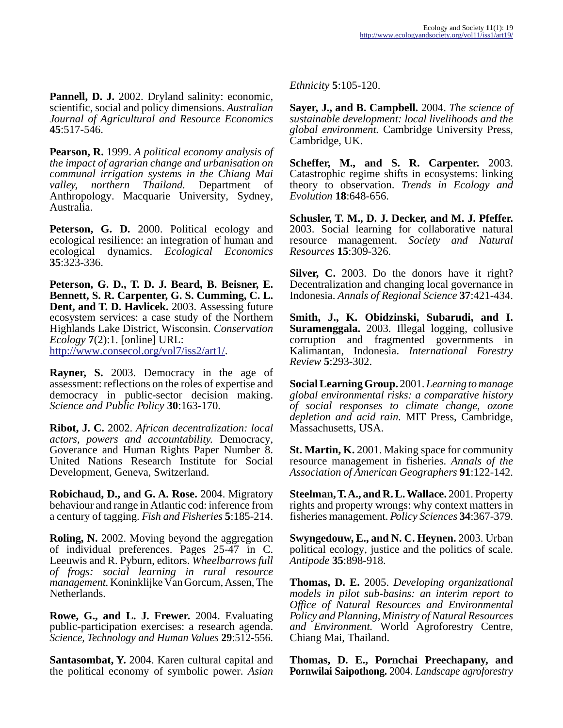**Pannell, D. J.** 2002. Dryland salinity: economic, scientific, social and policy dimensions. *Australian Journal of Agricultural and Resource Economics* **45**:517-546.

**Pearson, R.** 1999. *A political economy analysis of the impact of agrarian change and urbanisation on communal irrigation systems in the Chiang Mai valley, northern Thailand.* Department of Anthropology. Macquarie University, Sydney, Australia.

**Peterson, G. D.** 2000. Political ecology and ecological resilience: an integration of human and ecological dynamics. *Ecological Economics* **35**:323-336.

**Peterson, G. D., T. D. J. Beard, B. Beisner, E. Bennett, S. R. Carpenter, G. S. Cumming, C. L. Dent, and T. D. Havlicek.** 2003. Assessing future ecosystem services: a case study of the Northern Highlands Lake District, Wisconsin. *Conservation Ecology* **7**(2):1. [online] URL: http://www.consecol.org/vol7/iss2/art1/.

**Rayner, S.** 2003. Democracy in the age of assessment: reflections on the roles of expertise and democracy in public-sector decision making. *Science and Public Policy* **30**:163-170.

**Ribot, J. C.** 2002. *African decentralization: local actors, powers and accountability.* Democracy, Goverance and Human Rights Paper Number 8. United Nations Research Institute for Social Development, Geneva, Switzerland.

**Robichaud, D., and G. A. Rose.** 2004. Migratory behaviour and range in Atlantic cod: inference from a century of tagging. *Fish and Fisheries* **5**:185-214.

**Roling, N.** 2002. Moving beyond the aggregation of individual preferences. Pages 25-47 in C. Leeuwis and R. Pyburn, editors. *Wheelbarrows full of frogs: social learning in rural resource management.* Koninklijke Van Gorcum, Assen, The Netherlands.

**Rowe, G., and L. J. Frewer.** 2004. Evaluating public-participation exercises: a research agenda. *Science, Technology and Human Values* **29**:512-556.

**Santasombat, Y.** 2004. Karen cultural capital and the political economy of symbolic power. *Asian Ethnicity* **5**:105-120.

**Sayer, J., and B. Campbell.** 2004. *The science of sustainable development: local livelihoods and the global environment.* Cambridge University Press, Cambridge, UK.

**Scheffer, M., and S. R. Carpenter.** 2003. Catastrophic regime shifts in ecosystems: linking theory to observation. *Trends in Ecology and Evolution* **18**:648-656.

**Schusler, T. M., D. J. Decker, and M. J. Pfeffer.** 2003. Social learning for collaborative natural resource management. *Society and Natural Resources* **15**:309-326.

**Silver, C.** 2003. Do the donors have it right? Decentralization and changing local governance in Indonesia. *Annals of Regional Science* **37**:421-434.

**Smith, J., K. Obidzinski, Subarudi, and I. Suramenggala.** 2003. Illegal logging, collusive corruption and fragmented governments in Kalimantan, Indonesia. *International Forestry Review* **5**:293-302.

**Social Learning Group.** 2001. *Learning to manage global environmental risks: a comparative history of social responses to climate change, ozone depletion and acid rain.* MIT Press, Cambridge, Massachusetts, USA.

**St. Martin, K.** 2001. Making space for community resource management in fisheries. *Annals of the Association of American Geographers* **91**:122-142.

**Steelman, T. A., and R. L. Wallace.** 2001. Property rights and property wrongs: why context matters in fisheries management. *Policy Sciences* **34**:367-379.

**Swyngedouw, E., and N. C. Heynen.** 2003. Urban political ecology, justice and the politics of scale. *Antipode* **35**:898-918.

**Thomas, D. E.** 2005. *Developing organizational models in pilot sub-basins: an interim report to Office of Natural Resources and Environmental Policy and Planning, Ministry of Natural Resources and Environment.* World Agroforestry Centre, Chiang Mai, Thailand.

**Thomas, D. E., Pornchai Preechapany, and Pornwilai Saipothong.** 2004. *Landscape agroforestry*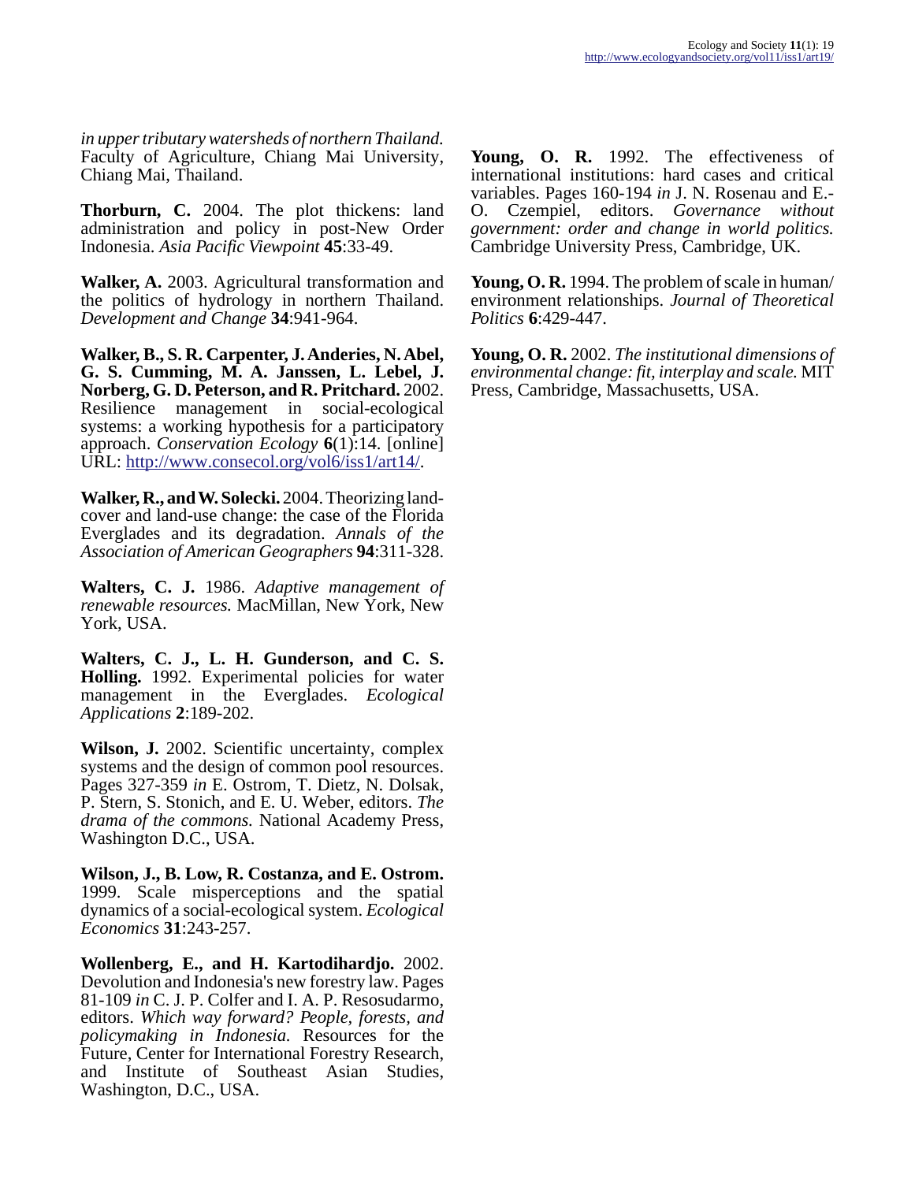*in upper tributary watersheds of northern Thailand.* Faculty of Agriculture, Chiang Mai University, Chiang Mai, Thailand.

**Thorburn, C.** 2004. The plot thickens: land administration and policy in post-New Order Indonesia. *Asia Pacific Viewpoint* **45**:33-49.

**Walker, A.** 2003. Agricultural transformation and the politics of hydrology in northern Thailand. *Development and Change* **34**:941-964.

**Walker, B., S. R. Carpenter, J. Anderies, N. Abel, G. S. Cumming, M. A. Janssen, L. Lebel, J. Norberg, G. D. Peterson, and R. Pritchard.** 2002. Resilience management in social-ecological systems: a working hypothesis for a participatory approach. *Conservation Ecology* **6**(1):14. [online] URL: http://www.consecol.org/vol6/iss1/art14/.

**Walker, R., and W. Solecki.** 2004. Theorizing land-cover and land-use change: the case of the Florida Everglades and its degradation. *Annals of the Association of American Geographers* **94**:311-328.

**Walters, C. J.** 1986. *Adaptive management of renewable resources.* MacMillan, New York, New York, USA.

**Walters, C. J., L. H. Gunderson, and C. S. Holling.** 1992. Experimental policies for water management in the Everglades. *Ecological Applications* **2**:189-202.

**Wilson, J.** 2002. Scientific uncertainty, complex systems and the design of common pool resources. Pages 327-359 *in* E. Ostrom, T. Dietz, N. Dolsak, P. Stern, S. Stonich, and E. U. Weber, editors. *The drama of the commons.* National Academy Press, Washington D.C., USA.

**Wilson, J., B. Low, R. Costanza, and E. Ostrom.** 1999. Scale misperceptions and the spatial dynamics of a social-ecological system. *Ecological Economics* **31**:243-257.

**Wollenberg, E., and H. Kartodihardjo.** 2002. Devolution and Indonesia's new forestry law. Pages 81-109 *in* C. J. P. Colfer and I. A. P. Resosudarmo, editors. *Which way forward? People, forests, and policymaking in Indonesia.* Resources for the Future, Center for International Forestry Research, and Institute of Southeast Asian Studies, Washington, D.C., USA.

**Young, O. R.** 1992. The effectiveness of international institutions: hard cases and critical variables. Pages 160-194 *in* J. N. Rosenau and E.-O. Czempiel, editors. *Governance without government: order and change in world politics.* Cambridge University Press, Cambridge, UK.

**Young, O. R.** 1994. The problem of scale in human/environment relationships. *Journal of Theoretical Politics* **6**:429-447.

**Young, O. R.** 2002. *The institutional dimensions of environmental change: fit, interplay and scale.* MIT Press, Cambridge, Massachusetts, USA.